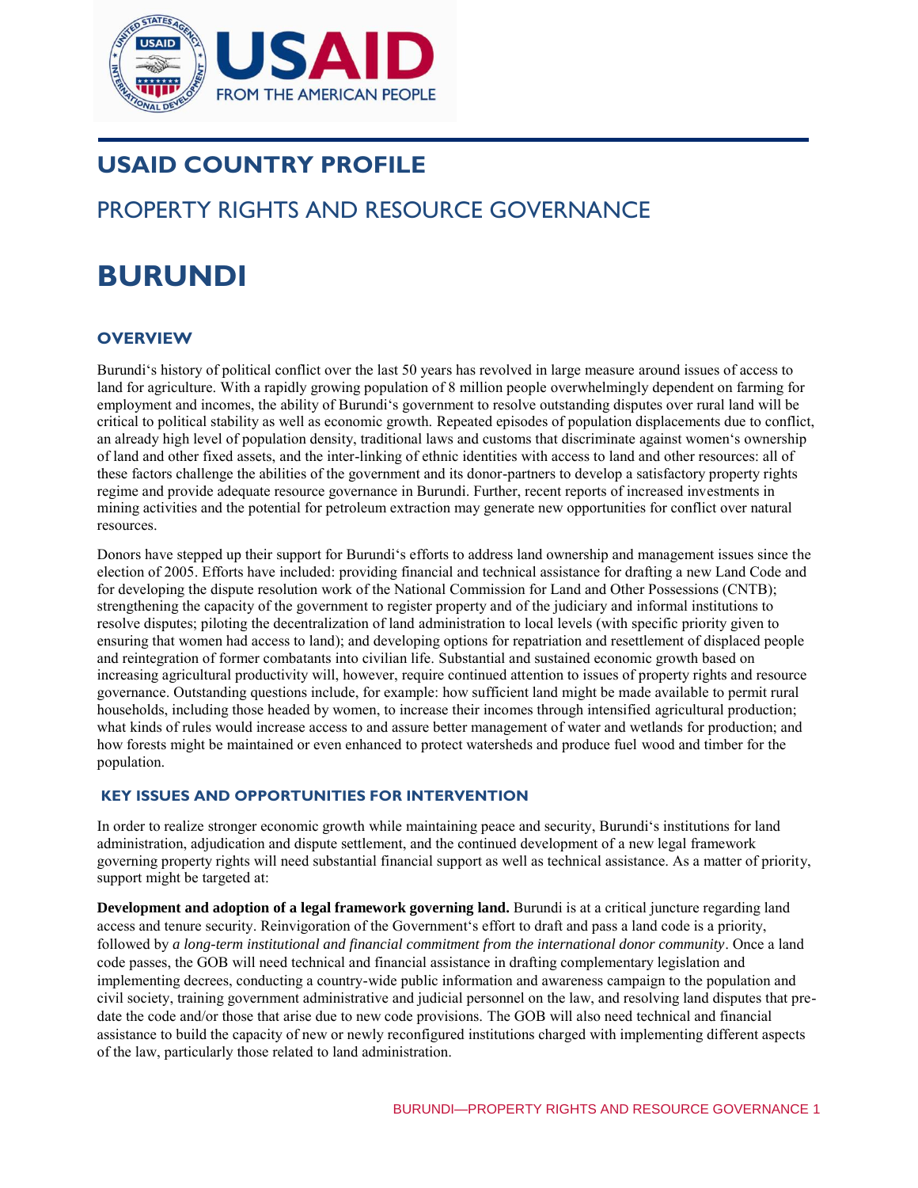# USAID COUNTRY PROFILE

## PROPERTY RIGHTS AND RESOURCE GOVERNANCE

# BURUNDI

## OVERVIEW

Burundi's history of political conflict over the last 50 years has revolved in large measure around issues of access to land for agriculture. With a rapidly growing population of 8 million people overwhelmingly dependent on farming for employment and incomes, the ability of Burundi's government to resolve outstanding disputes over rural land will be critical to political stability as well as economic growth. Repeated episodes of population displacements due to conflict, an already high level of population density, traditional laws and customs that discriminate against women's ownership of land and other fixed assets, and the inter-linking of ethnic identities with access to land and other resources: all of these factors challenge the abilities of the government and its donor-partners to develop a satisfactory property rights regime and provide adequate resource governance in Burundi. Further, recent reports of increased investments in mining activities and the potential for petroleum extraction may generate new opportunities for conflict over natural resources.

Donors have stepped up their support for Burundi's efforts to address land ownership and management issues since the election of 2005. Efforts have included: providing financial and technical assistance for drafting a new Land Code and for developing the dispute resolution work of the National Commission for Land and Other Possessions (CNTB); strengthening the capacity of the government to register property and of the judiciary and informal institutions to resolve disputes; piloting the decentralization of land administration to local levels (with specific priority given to ensuring that women had access to land); and developing options for repatriation and resettlement of displaced people and reintegration of former combatants into civilian life. Substantial and sustained economic growth based on increasing agricultural productivity will, however, require continued attention to issues of property rights and resource governance. Outstanding questions include, for example: how sufficient land might be made available to permit rural households, including those headed by women, to increase their incomes through intensified agricultural production; what kinds of rules would increase access to and assure better management of water and wetlands for production; and how forests might be maintained or even enhanced to protect watersheds and produce fuel wood and timber for the population.

### KEY ISSUES AND OPPORTUNITIES FOR INTERVENTION

In order to realize stronger economic growth while maintaining peace and security, Burundi's institutions for land administration, adjudication and dispute settlement, and the continued development of a new legal framework governing property rights will need substantial financial support as well as technical assistance. As a matter of priority, support might be targeted at:

**Development and adoption of a legal framework governing land.** Burundi is at a critical juncture regarding land access and tenure security. Reinvigoration of the Government's effort to draft and pass a land code is a priority, followed by *a long-term institutional and financial commitment from the international donor community*. Once a land code passes, the GOB will need technical and financial assistance in drafting complementary legislation and implementing decrees, conducting a country-wide public information and awareness campaign to the population and civil society, training government administrative and judicial personnel on the law, and resolving land disputes that pre-date the code and/or those that arise due to new code provisions. The GOB will also need technical and financial assistance to build the capacity of new or newly reconfigured institutions charged with implementing different aspects of the law, particularly those related to land administration.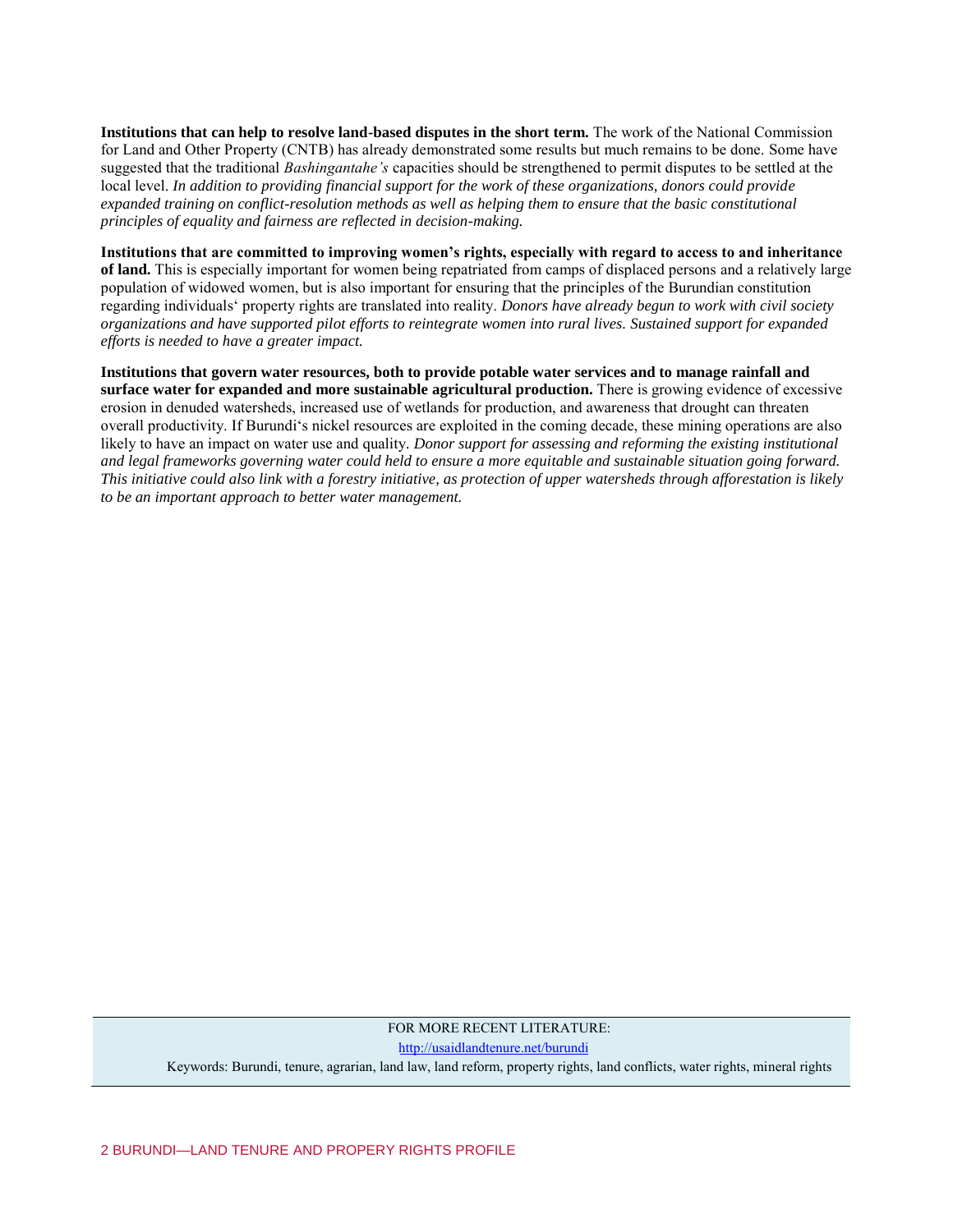**Institutions that can help to resolve land-based disputes in the short term.** The work of the National Commission for Land and Other Property (CNTB) has already demonstrated some results but much remains to be done. Some have suggested that the traditional *Bashingantahe's* capacities should be strengthened to permit disputes to be settled at the local level. *In addition to providing financial support for the work of these organizations, donors could provide expanded training on conflict-resolution methods as well as helping them to ensure that the basic constitutional principles of equality and fairness are reflected in decision-making.*

**Institutions that are committed to improving women's rights, especially with regard to access to and inheritance of land.** This is especially important for women being repatriated from camps of displaced persons and a relatively large population of widowed women, but is also important for ensuring that the principles of the Burundian constitution regarding individuals' property rights are translated into reality. *Donors have already begun to work with civil society organizations and have supported pilot efforts to reintegrate women into rural lives. Sustained support for expanded efforts is needed to have a greater impact.*

**Institutions that govern water resources, both to provide potable water services and to manage rainfall and surface water for expanded and more sustainable agricultural production.** There is growing evidence of excessive erosion in denuded watersheds, increased use of wetlands for production, and awareness that drought can threaten overall productivity. If Burundi's nickel resources are exploited in the coming decade, these mining operations are also likely to have an impact on water use and quality. *Donor support for assessing and reforming the existing institutional and legal frameworks governing water could held to ensure a more equitable and sustainable situation going forward. This initiative could also link with a forestry initiative, as protection of upper watersheds through afforestation is likely to be an important approach to better water management.*

FOR MORE RECENT LITERATURE:

http://usaidlandtenure.net/burundi

Keywords: Burundi, tenure, agrarian, land law, land reform, property rights, land conflicts, water rights, mineral rights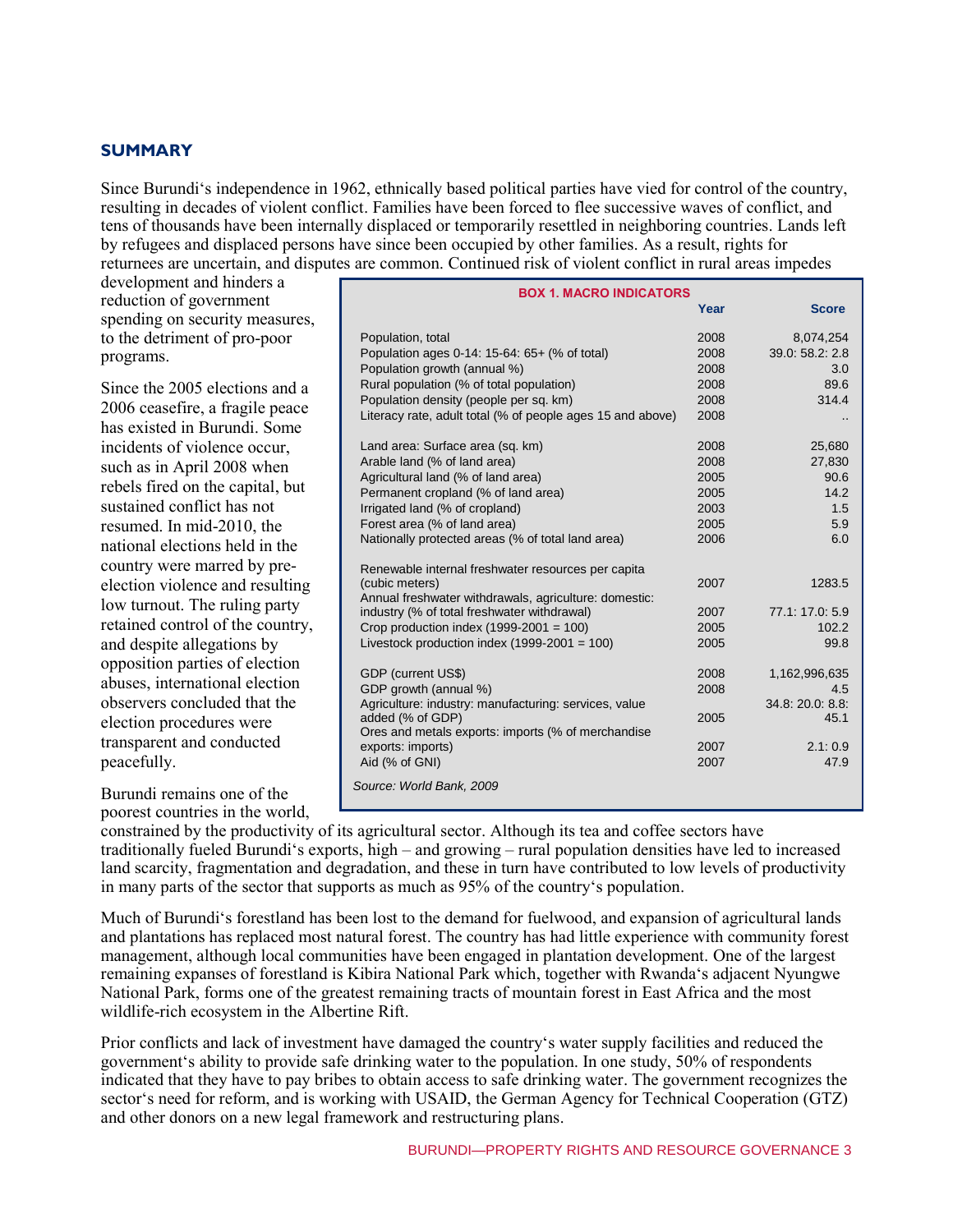## SUMMARY

Since Burundi's independence in 1962, ethnically based political parties have vied for control of the country, resulting in decades of violent conflict. Families have been forced to flee successive waves of conflict, and tens of thousands have been internally displaced or temporarily resettled in neighboring countries. Lands left by refugees and displaced persons have since been occupied by other families. As a result, rights for returnees are uncertain, and disputes are common. Continued risk of violent conflict in rural areas impedes development and hinders a reduction of government spending on security measures, to the detriment of pro-poor programs.

Since the 2005 elections and a 2006 ceasefire, a fragile peace has existed in Burundi. Some incidents of violence occur, such as in April 2008 when rebels fired on the capital, but sustained conflict has not resumed. In mid-2010, the national elections held in the country were marred by pre-election violence and resulting low turnout. The ruling party retained control of the country, and despite allegations by opposition parties of election abuses, international election observers concluded that the election procedures were transparent and conducted peacefully.

Burundi remains one of the poorest countries in the world, constrained by the productivity of its agricultural sector. Although its tea and coffee sectors have traditionally fueled Burundi's exports, high – and growing – rural population densities have led to increased land scarcity, fragmentation and degradation, and these in turn have contributed to low levels of productivity in many parts of the sector that supports as much as 95% of the country's population.

**BOX 1. MACRO INDICATORS**

| | Year | Score |
|---|---|---|
| Population, total | 2008 | 8,074,254 |
| Population ages 0-14: 15-64: 65+ (% of total) | 2008 | 39.0: 58.2: 2.8 |
| Population growth (annual %) | 2008 | 3.0 |
| Rural population (% of total population) | 2008 | 89.6 |
| Population density (people per sq. km) | 2008 | 314.4 |
| Literacy rate, adult total (% of people ages 15 and above) | 2008 | .. |
| Land area: Surface area (sq. km) | 2008 | 25,680 |
| Arable land (% of land area) | 2008 | 27,830 |
| Agricultural land (% of land area) | 2005 | 90.6 |
| Permanent cropland (% of land area) | 2005 | 14.2 |
| Irrigated land (% of cropland) | 2003 | 1.5 |
| Forest area (% of land area) | 2005 | 5.9 |
| Nationally protected areas (% of total land area) | 2006 | 6.0 |
| Renewable internal freshwater resources per capita (cubic meters) | 2007 | 1283.5 |
| Annual freshwater withdrawals, agriculture: domestic: industry (% of total freshwater withdrawal) | 2007 | 77.1: 17.0: 5.9 |
| Crop production index (1999-2001 = 100) | 2005 | 102.2 |
| Livestock production index (1999-2001 = 100) | 2005 | 99.8 |
| GDP (current US$) | 2008 | 1,162,996,635 |
| GDP growth (annual %) | 2008 | 4.5 |
| Agriculture: industry: manufacturing: services, value added (% of GDP) | 2005 | 34.8: 20.0: 8.8: 45.1 |
| Ores and metals exports: imports (% of merchandise exports: imports) | 2007 | 2.1: 0.9 |
| Aid (% of GNI) | 2007 | 47.9 |

*Source: World Bank, 2009*

Much of Burundi's forestland has been lost to the demand for fuelwood, and expansion of agricultural lands and plantations has replaced most natural forest. The country has had little experience with community forest management, although local communities have been engaged in plantation development. One of the largest remaining expanses of forestland is Kibira National Park which, together with Rwanda's adjacent Nyungwe National Park, forms one of the greatest remaining tracts of mountain forest in East Africa and the most wildlife-rich ecosystem in the Albertine Rift.

Prior conflicts and lack of investment have damaged the country's water supply facilities and reduced the government's ability to provide safe drinking water to the population. In one study, 50% of respondents indicated that they have to pay bribes to obtain access to safe drinking water. The government recognizes the sector's need for reform, and is working with USAID, the German Agency for Technical Cooperation (GTZ) and other donors on a new legal framework and restructuring plans.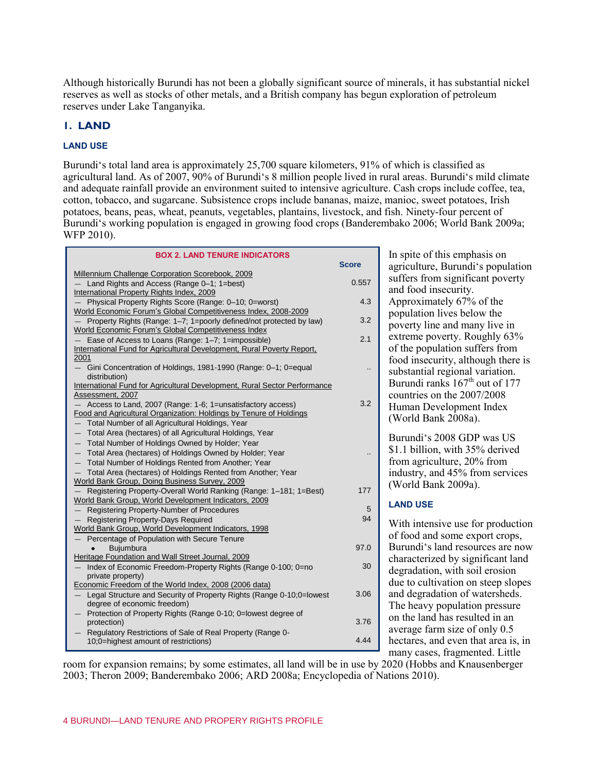Although historically Burundi has not been a globally significant source of minerals, it has substantial nickel reserves as well as stocks of other metals, and a British company has begun exploration of petroleum reserves under Lake Tanganyika.

## 1. LAND

### LAND USE

Burundi's total land area is approximately 25,700 square kilometers, 91% of which is classified as agricultural land. As of 2007, 90% of Burundi's 8 million people lived in rural areas. Burundi's mild climate and adequate rainfall provide an environment suited to intensive agriculture. Cash crops include coffee, tea, cotton, tobacco, and sugarcane. Subsistence crops include bananas, maize, manioc, sweet potatoes, Irish potatoes, beans, peas, wheat, peanuts, vegetables, plantains, livestock, and fish. Ninety-four percent of Burundi's working population is engaged in growing food crops (Banderembako 2006; World Bank 2009a; WFP 2010).

**BOX 2. LAND TENURE INDICATORS**

| Indicator | Score |
|---|---|
| Millennium Challenge Corporation Scorebook, 2009 | |
| — Land Rights and Access (Range 0–1; 1=best) | 0.557 |
| International Property Rights Index, 2009 | |
| — Physical Property Rights Score (Range: 0–10; 0=worst) | 4.3 |
| World Economic Forum's Global Competitiveness Index, 2008-2009 | |
| — Property Rights (Range: 1–7; 1=poorly defined/not protected by law) | 3.2 |
| World Economic Forum's Global Competitiveness Index | |
| — Ease of Access to Loans (Range: 1–7; 1=impossible) | 2.1 |
| International Fund for Agricultural Development, Rural Poverty Report, 2001 | |
| — Gini Concentration of Holdings, 1981-1990 (Range: 0–1; 0=equal distribution) | .. |
| International Fund for Agricultural Development, Rural Sector Performance Assessment, 2007 | |
| — Access to Land, 2007 (Range: 1-6; 1=unsatisfactory access) | 3.2 |
| Food and Agricultural Organization: Holdings by Tenure of Holdings | |
| — Total Number of all Agricultural Holdings, Year | |
| — Total Area (hectares) of all Agricultural Holdings, Year | |
| — Total Number of Holdings Owned by Holder; Year | |
| — Total Area (hectares) of Holdings Owned by Holder; Year | .. |
| — Total Number of Holdings Rented from Another; Year | |
| — Total Area (hectares) of Holdings Rented from Another; Year | |
| World Bank Group, Doing Business Survey, 2009 | |
| — Registering Property-Overall World Ranking (Range: 1–181; 1=Best) | 177 |
| World Bank Group, World Development Indicators, 2009 | |
| — Registering Property-Number of Procedures | 5 |
| — Registering Property-Days Required | 94 |
| World Bank Group, World Development Indicators, 1998 | |
| — Percentage of Population with Secure Tenure | |
| • Bujumbura | 97.0 |
| Heritage Foundation and Wall Street Journal, 2009 | |
| — Index of Economic Freedom-Property Rights (Range 0-100; 0=no private property) | 30 |
| Economic Freedom of the World Index, 2008 (2006 data) | |
| — Legal Structure and Security of Property Rights (Range 0-10;0=lowest degree of economic freedom) | 3.06 |
| — Protection of Property Rights (Range 0-10; 0=lowest degree of protection) | 3.76 |
| — Regulatory Restrictions of Sale of Real Property (Range 0-10;0=highest amount of restrictions) | 4.44 |

In spite of this emphasis on agriculture, Burundi's population suffers from significant poverty and food insecurity. Approximately 67% of the population lives below the poverty line and many live in extreme poverty. Roughly 63% of the population suffers from food insecurity, although there is substantial regional variation. Burundi ranks 167th out of 177 countries on the 2007/2008 Human Development Index (World Bank 2008a).

Burundi's 2008 GDP was US $1.1 billion, with 35% derived from agriculture, 20% from industry, and 45% from services (World Bank 2009a).

### LAND USE

With intensive use for production of food and some export crops, Burundi's land resources are now characterized by significant land degradation, with soil erosion due to cultivation on steep slopes and degradation of watersheds. The heavy population pressure on the land has resulted in an average farm size of only 0.5 hectares, and even that area is, in many cases, fragmented. Little room for expansion remains; by some estimates, all land will be in use by 2020 (Hobbs and Knausenberger 2003; Theron 2009; Banderembako 2006; ARD 2008a; Encyclopedia of Nations 2010).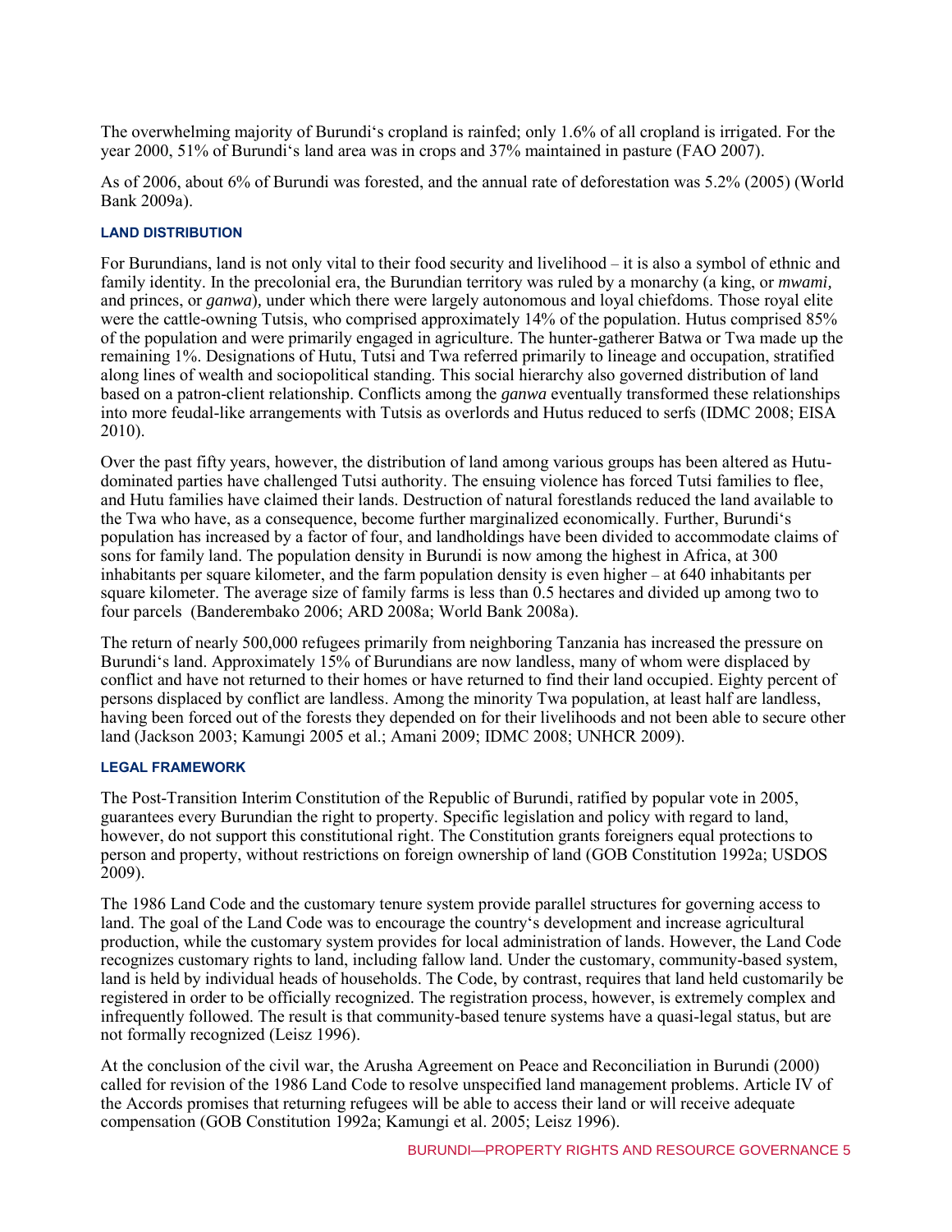The overwhelming majority of Burundi's cropland is rainfed; only 1.6% of all cropland is irrigated. For the year 2000, 51% of Burundi's land area was in crops and 37% maintained in pasture (FAO 2007).

As of 2006, about 6% of Burundi was forested, and the annual rate of deforestation was 5.2% (2005) (World Bank 2009a).

### LAND DISTRIBUTION

For Burundians, land is not only vital to their food security and livelihood – it is also a symbol of ethnic and family identity. In the precolonial era, the Burundian territory was ruled by a monarchy (a king, or *mwami*, and princes, or *ganwa*), under which there were largely autonomous and loyal chiefdoms. Those royal elite were the cattle-owning Tutsis, who comprised approximately 14% of the population. Hutus comprised 85% of the population and were primarily engaged in agriculture. The hunter-gatherer Batwa or Twa made up the remaining 1%. Designations of Hutu, Tutsi and Twa referred primarily to lineage and occupation, stratified along lines of wealth and sociopolitical standing. This social hierarchy also governed distribution of land based on a patron-client relationship. Conflicts among the *ganwa* eventually transformed these relationships into more feudal-like arrangements with Tutsis as overlords and Hutus reduced to serfs (IDMC 2008; EISA 2010).

Over the past fifty years, however, the distribution of land among various groups has been altered as Hutu-dominated parties have challenged Tutsi authority. The ensuing violence has forced Tutsi families to flee, and Hutu families have claimed their lands. Destruction of natural forestlands reduced the land available to the Twa who have, as a consequence, become further marginalized economically. Further, Burundi's population has increased by a factor of four, and landholdings have been divided to accommodate claims of sons for family land. The population density in Burundi is now among the highest in Africa, at 300 inhabitants per square kilometer, and the farm population density is even higher – at 640 inhabitants per square kilometer. The average size of family farms is less than 0.5 hectares and divided up among two to four parcels (Banderembako 2006; ARD 2008a; World Bank 2008a).

The return of nearly 500,000 refugees primarily from neighboring Tanzania has increased the pressure on Burundi's land. Approximately 15% of Burundians are now landless, many of whom were displaced by conflict and have not returned to their homes or have returned to find their land occupied. Eighty percent of persons displaced by conflict are landless. Among the minority Twa population, at least half are landless, having been forced out of the forests they depended on for their livelihoods and not been able to secure other land (Jackson 2003; Kamungi 2005 et al.; Amani 2009; IDMC 2008; UNHCR 2009).

### LEGAL FRAMEWORK

The Post-Transition Interim Constitution of the Republic of Burundi, ratified by popular vote in 2005, guarantees every Burundian the right to property. Specific legislation and policy with regard to land, however, do not support this constitutional right. The Constitution grants foreigners equal protections to person and property, without restrictions on foreign ownership of land (GOB Constitution 1992a; USDOS 2009).

The 1986 Land Code and the customary tenure system provide parallel structures for governing access to land. The goal of the Land Code was to encourage the country's development and increase agricultural production, while the customary system provides for local administration of lands. However, the Land Code recognizes customary rights to land, including fallow land. Under the customary, community-based system, land is held by individual heads of households. The Code, by contrast, requires that land held customarily be registered in order to be officially recognized. The registration process, however, is extremely complex and infrequently followed. The result is that community-based tenure systems have a quasi-legal status, but are not formally recognized (Leisz 1996).

At the conclusion of the civil war, the Arusha Agreement on Peace and Reconciliation in Burundi (2000) called for revision of the 1986 Land Code to resolve unspecified land management problems. Article IV of the Accords promises that returning refugees will be able to access their land or will receive adequate compensation (GOB Constitution 1992a; Kamungi et al. 2005; Leisz 1996).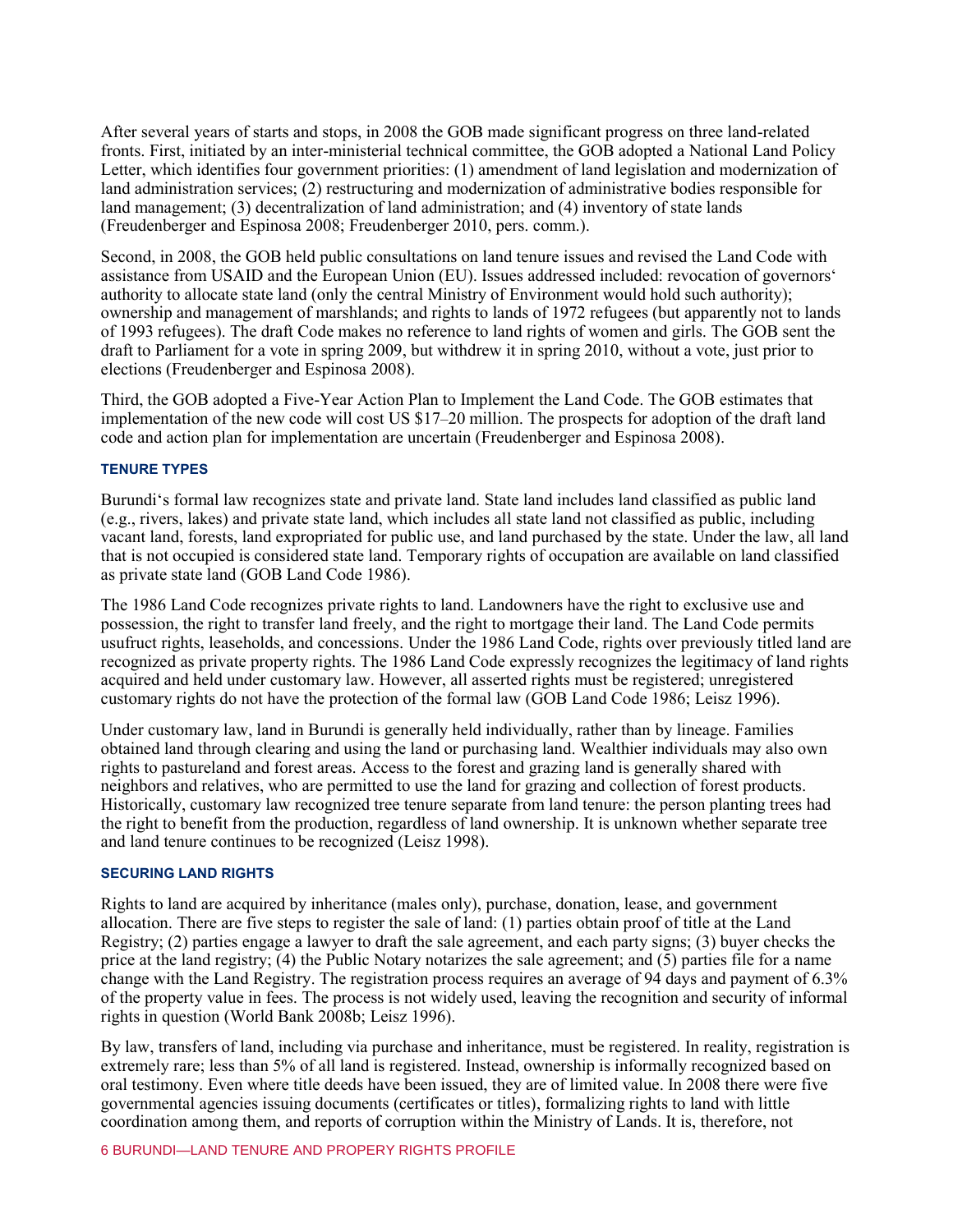After several years of starts and stops, in 2008 the GOB made significant progress on three land-related fronts. First, initiated by an inter-ministerial technical committee, the GOB adopted a National Land Policy Letter, which identifies four government priorities: (1) amendment of land legislation and modernization of land administration services; (2) restructuring and modernization of administrative bodies responsible for land management; (3) decentralization of land administration; and (4) inventory of state lands (Freudenberger and Espinosa 2008; Freudenberger 2010, pers. comm.).

Second, in 2008, the GOB held public consultations on land tenure issues and revised the Land Code with assistance from USAID and the European Union (EU). Issues addressed included: revocation of governors' authority to allocate state land (only the central Ministry of Environment would hold such authority); ownership and management of marshlands; and rights to lands of 1972 refugees (but apparently not to lands of 1993 refugees). The draft Code makes no reference to land rights of women and girls. The GOB sent the draft to Parliament for a vote in spring 2009, but withdrew it in spring 2010, without a vote, just prior to elections (Freudenberger and Espinosa 2008).

Third, the GOB adopted a Five-Year Action Plan to Implement the Land Code. The GOB estimates that implementation of the new code will cost US $17–20 million. The prospects for adoption of the draft land code and action plan for implementation are uncertain (Freudenberger and Espinosa 2008).

### TENURE TYPES

Burundi's formal law recognizes state and private land. State land includes land classified as public land (e.g., rivers, lakes) and private state land, which includes all state land not classified as public, including vacant land, forests, land expropriated for public use, and land purchased by the state. Under the law, all land that is not occupied is considered state land. Temporary rights of occupation are available on land classified as private state land (GOB Land Code 1986).

The 1986 Land Code recognizes private rights to land. Landowners have the right to exclusive use and possession, the right to transfer land freely, and the right to mortgage their land. The Land Code permits usufruct rights, leaseholds, and concessions. Under the 1986 Land Code, rights over previously titled land are recognized as private property rights. The 1986 Land Code expressly recognizes the legitimacy of land rights acquired and held under customary law. However, all asserted rights must be registered; unregistered customary rights do not have the protection of the formal law (GOB Land Code 1986; Leisz 1996).

Under customary law, land in Burundi is generally held individually, rather than by lineage. Families obtained land through clearing and using the land or purchasing land. Wealthier individuals may also own rights to pastureland and forest areas. Access to the forest and grazing land is generally shared with neighbors and relatives, who are permitted to use the land for grazing and collection of forest products. Historically, customary law recognized tree tenure separate from land tenure: the person planting trees had the right to benefit from the production, regardless of land ownership. It is unknown whether separate tree and land tenure continues to be recognized (Leisz 1998).

### SECURING LAND RIGHTS

Rights to land are acquired by inheritance (males only), purchase, donation, lease, and government allocation. There are five steps to register the sale of land: (1) parties obtain proof of title at the Land Registry; (2) parties engage a lawyer to draft the sale agreement, and each party signs; (3) buyer checks the price at the land registry; (4) the Public Notary notarizes the sale agreement; and (5) parties file for a name change with the Land Registry. The registration process requires an average of 94 days and payment of 6.3% of the property value in fees. The process is not widely used, leaving the recognition and security of informal rights in question (World Bank 2008b; Leisz 1996).

By law, transfers of land, including via purchase and inheritance, must be registered. In reality, registration is extremely rare; less than 5% of all land is registered. Instead, ownership is informally recognized based on oral testimony. Even where title deeds have been issued, they are of limited value. In 2008 there were five governmental agencies issuing documents (certificates or titles), formalizing rights to land with little coordination among them, and reports of corruption within the Ministry of Lands. It is, therefore, not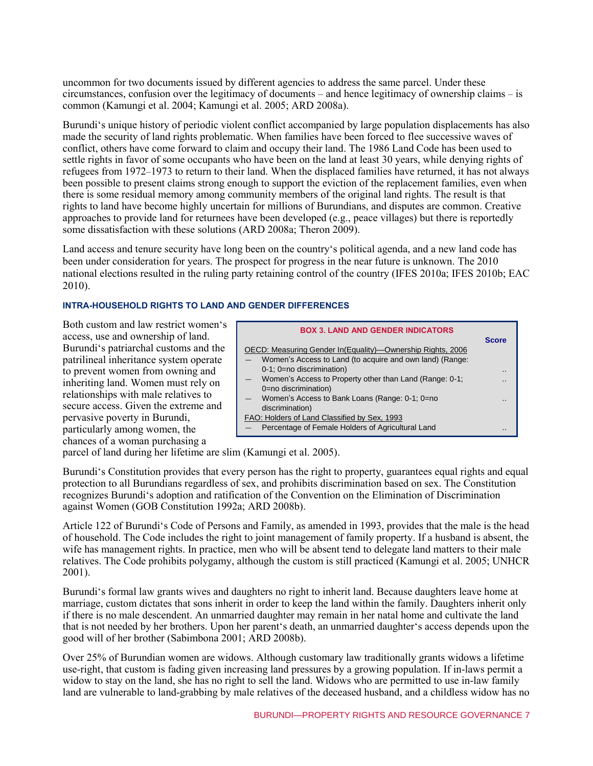uncommon for two documents issued by different agencies to address the same parcel. Under these circumstances, confusion over the legitimacy of documents – and hence legitimacy of ownership claims – is common (Kamungi et al. 2004; Kamungi et al. 2005; ARD 2008a).

Burundi's unique history of periodic violent conflict accompanied by large population displacements has also made the security of land rights problematic. When families have been forced to flee successive waves of conflict, others have come forward to claim and occupy their land. The 1986 Land Code has been used to settle rights in favor of some occupants who have been on the land at least 30 years, while denying rights of refugees from 1972–1973 to return to their land. When the displaced families have returned, it has not always been possible to present claims strong enough to support the eviction of the replacement families, even when there is some residual memory among community members of the original land rights. The result is that rights to land have become highly uncertain for millions of Burundians, and disputes are common. Creative approaches to provide land for returnees have been developed (e.g., peace villages) but there is reportedly some dissatisfaction with these solutions (ARD 2008a; Theron 2009).

Land access and tenure security have long been on the country's political agenda, and a new land code has been under consideration for years. The prospect for progress in the near future is unknown. The 2010 national elections resulted in the ruling party retaining control of the country (IFES 2010a; IFES 2010b; EAC 2010).

### INTRA-HOUSEHOLD RIGHTS TO LAND AND GENDER DIFFERENCES

Both custom and law restrict women's access, use and ownership of land. Burundi's patriarchal customs and the patrilineal inheritance system operate to prevent women from owning and inheriting land. Women must rely on relationships with male relatives to secure access. Given the extreme and pervasive poverty in Burundi, particularly among women, the chances of a woman purchasing a parcel of land during her lifetime are slim (Kamungi et al. 2005).

**BOX 3. LAND AND GENDER INDICATORS**

| | Score |
|---|---|
| OECD: Measuring Gender In(Equality)—Ownership Rights, 2006 | |
| — Women's Access to Land (to acquire and own land) (Range: 0-1; 0=no discrimination) | .. |
| — Women's Access to Property other than Land (Range: 0-1; 0=no discrimination) | .. |
| — Women's Access to Bank Loans (Range: 0-1; 0=no discrimination) | .. |
| FAO: Holders of Land Classified by Sex, 1993 | |
| — Percentage of Female Holders of Agricultural Land | .. |

Burundi's Constitution provides that every person has the right to property, guarantees equal rights and equal protection to all Burundians regardless of sex, and prohibits discrimination based on sex. The Constitution recognizes Burundi's adoption and ratification of the Convention on the Elimination of Discrimination against Women (GOB Constitution 1992a; ARD 2008b).

Article 122 of Burundi's Code of Persons and Family, as amended in 1993, provides that the male is the head of household. The Code includes the right to joint management of family property. If a husband is absent, the wife has management rights. In practice, men who will be absent tend to delegate land matters to their male relatives. The Code prohibits polygamy, although the custom is still practiced (Kamungi et al. 2005; UNHCR 2001).

Burundi's formal law grants wives and daughters no right to inherit land. Because daughters leave home at marriage, custom dictates that sons inherit in order to keep the land within the family. Daughters inherit only if there is no male descendent. An unmarried daughter may remain in her natal home and cultivate the land that is not needed by her brothers. Upon her parent's death, an unmarried daughter's access depends upon the good will of her brother (Sabimbona 2001; ARD 2008b).

Over 25% of Burundian women are widows. Although customary law traditionally grants widows a lifetime use-right, that custom is fading given increasing land pressures by a growing population. If in-laws permit a widow to stay on the land, she has no right to sell the land. Widows who are permitted to use in-law family land are vulnerable to land-grabbing by male relatives of the deceased husband, and a childless widow has no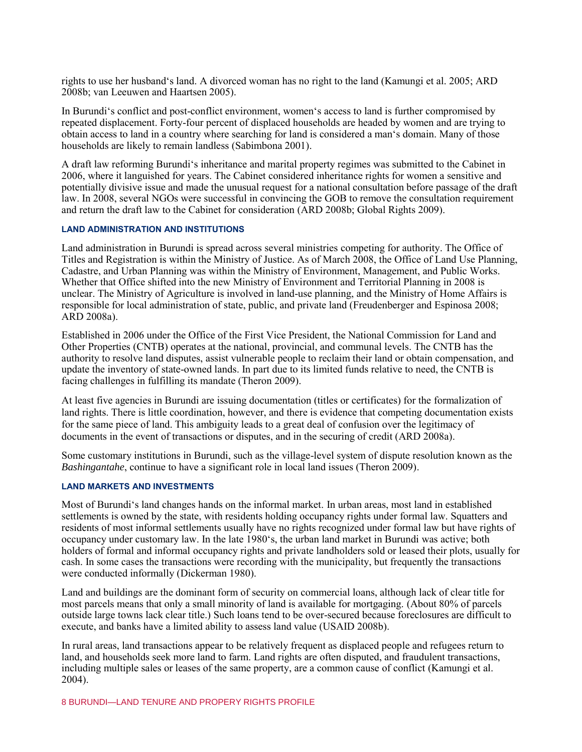rights to use her husband's land. A divorced woman has no right to the land (Kamungi et al. 2005; ARD 2008b; van Leeuwen and Haartsen 2005).

In Burundi's conflict and post-conflict environment, women's access to land is further compromised by repeated displacement. Forty-four percent of displaced households are headed by women and are trying to obtain access to land in a country where searching for land is considered a man's domain. Many of those households are likely to remain landless (Sabimbona 2001).

A draft law reforming Burundi's inheritance and marital property regimes was submitted to the Cabinet in 2006, where it languished for years. The Cabinet considered inheritance rights for women a sensitive and potentially divisive issue and made the unusual request for a national consultation before passage of the draft law. In 2008, several NGOs were successful in convincing the GOB to remove the consultation requirement and return the draft law to the Cabinet for consideration (ARD 2008b; Global Rights 2009).

#### LAND ADMINISTRATION AND INSTITUTIONS

Land administration in Burundi is spread across several ministries competing for authority. The Office of Titles and Registration is within the Ministry of Justice. As of March 2008, the Office of Land Use Planning, Cadastre, and Urban Planning was within the Ministry of Environment, Management, and Public Works. Whether that Office shifted into the new Ministry of Environment and Territorial Planning in 2008 is unclear. The Ministry of Agriculture is involved in land-use planning, and the Ministry of Home Affairs is responsible for local administration of state, public, and private land (Freudenberger and Espinosa 2008; ARD 2008a).

Established in 2006 under the Office of the First Vice President, the National Commission for Land and Other Properties (CNTB) operates at the national, provincial, and communal levels. The CNTB has the authority to resolve land disputes, assist vulnerable people to reclaim their land or obtain compensation, and update the inventory of state-owned lands. In part due to its limited funds relative to need, the CNTB is facing challenges in fulfilling its mandate (Theron 2009).

At least five agencies in Burundi are issuing documentation (titles or certificates) for the formalization of land rights. There is little coordination, however, and there is evidence that competing documentation exists for the same piece of land. This ambiguity leads to a great deal of confusion over the legitimacy of documents in the event of transactions or disputes, and in the securing of credit (ARD 2008a).

Some customary institutions in Burundi, such as the village-level system of dispute resolution known as the *Bashingantahe*, continue to have a significant role in local land issues (Theron 2009).

#### LAND MARKETS AND INVESTMENTS

Most of Burundi's land changes hands on the informal market. In urban areas, most land in established settlements is owned by the state, with residents holding occupancy rights under formal law. Squatters and residents of most informal settlements usually have no rights recognized under formal law but have rights of occupancy under customary law. In the late 1980's, the urban land market in Burundi was active; both holders of formal and informal occupancy rights and private landholders sold or leased their plots, usually for cash. In some cases the transactions were recording with the municipality, but frequently the transactions were conducted informally (Dickerman 1980).

Land and buildings are the dominant form of security on commercial loans, although lack of clear title for most parcels means that only a small minority of land is available for mortgaging. (About 80% of parcels outside large towns lack clear title.) Such loans tend to be over-secured because foreclosures are difficult to execute, and banks have a limited ability to assess land value (USAID 2008b).

In rural areas, land transactions appear to be relatively frequent as displaced people and refugees return to land, and households seek more land to farm. Land rights are often disputed, and fraudulent transactions, including multiple sales or leases of the same property, are a common cause of conflict (Kamungi et al. 2004).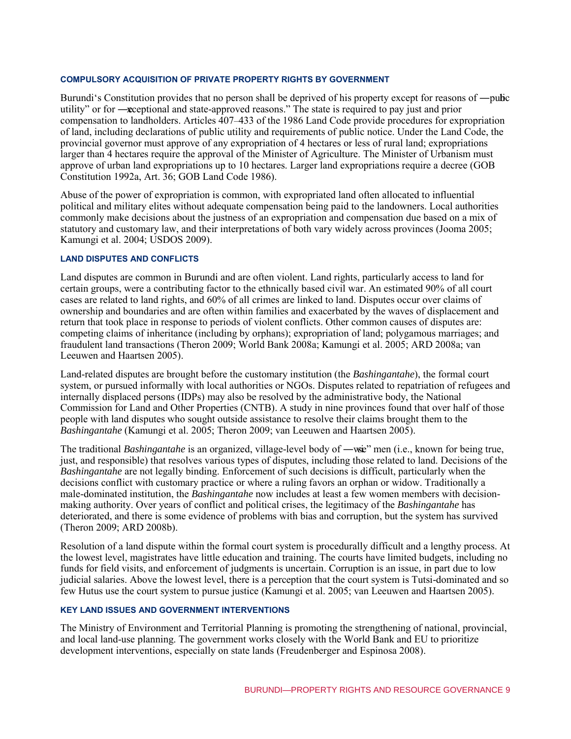### COMPULSORY ACQUISITION OF PRIVATE PROPERTY RIGHTS BY GOVERNMENT

Burundi's Constitution provides that no person shall be deprived of his property except for reasons of "public utility" or for "exceptional and state-approved reasons." The state is required to pay just and prior compensation to landholders. Articles 407–433 of the 1986 Land Code provide procedures for expropriation of land, including declarations of public utility and requirements of public notice. Under the Land Code, the provincial governor must approve of any expropriation of 4 hectares or less of rural land; expropriations larger than 4 hectares require the approval of the Minister of Agriculture. The Minister of Urbanism must approve of urban land expropriations up to 10 hectares. Larger land expropriations require a decree (GOB Constitution 1992a, Art. 36; GOB Land Code 1986).

Abuse of the power of expropriation is common, with expropriated land often allocated to influential political and military elites without adequate compensation being paid to the landowners. Local authorities commonly make decisions about the justness of an expropriation and compensation due based on a mix of statutory and customary law, and their interpretations of both vary widely across provinces (Jooma 2005; Kamungi et al. 2004; USDOS 2009).

### LAND DISPUTES AND CONFLICTS

Land disputes are common in Burundi and are often violent. Land rights, particularly access to land for certain groups, were a contributing factor to the ethnically based civil war. An estimated 90% of all court cases are related to land rights, and 60% of all crimes are linked to land. Disputes occur over claims of ownership and boundaries and are often within families and exacerbated by the waves of displacement and return that took place in response to periods of violent conflicts. Other common causes of disputes are: competing claims of inheritance (including by orphans); expropriation of land; polygamous marriages; and fraudulent land transactions (Theron 2009; World Bank 2008a; Kamungi et al. 2005; ARD 2008a; van Leeuwen and Haartsen 2005).

Land-related disputes are brought before the customary institution (the *Bashingantahe*), the formal court system, or pursued informally with local authorities or NGOs. Disputes related to repatriation of refugees and internally displaced persons (IDPs) may also be resolved by the administrative body, the National Commission for Land and Other Properties (CNTB). A study in nine provinces found that over half of those people with land disputes who sought outside assistance to resolve their claims brought them to the *Bashingantahe* (Kamungi et al. 2005; Theron 2009; van Leeuwen and Haartsen 2005).

The traditional *Bashingantahe* is an organized, village-level body of "wise" men (i.e., known for being true, just, and responsible) that resolves various types of disputes, including those related to land. Decisions of the *Bashingantahe* are not legally binding. Enforcement of such decisions is difficult, particularly when the decisions conflict with customary practice or where a ruling favors an orphan or widow. Traditionally a male-dominated institution, the *Bashingantahe* now includes at least a few women members with decision-making authority. Over years of conflict and political crises, the legitimacy of the *Bashingantahe* has deteriorated, and there is some evidence of problems with bias and corruption, but the system has survived (Theron 2009; ARD 2008b).

Resolution of a land dispute within the formal court system is procedurally difficult and a lengthy process. At the lowest level, magistrates have little education and training. The courts have limited budgets, including no funds for field visits, and enforcement of judgments is uncertain. Corruption is an issue, in part due to low judicial salaries. Above the lowest level, there is a perception that the court system is Tutsi-dominated and so few Hutus use the court system to pursue justice (Kamungi et al. 2005; van Leeuwen and Haartsen 2005).

### KEY LAND ISSUES AND GOVERNMENT INTERVENTIONS

The Ministry of Environment and Territorial Planning is promoting the strengthening of national, provincial, and local land-use planning. The government works closely with the World Bank and EU to prioritize development interventions, especially on state lands (Freudenberger and Espinosa 2008).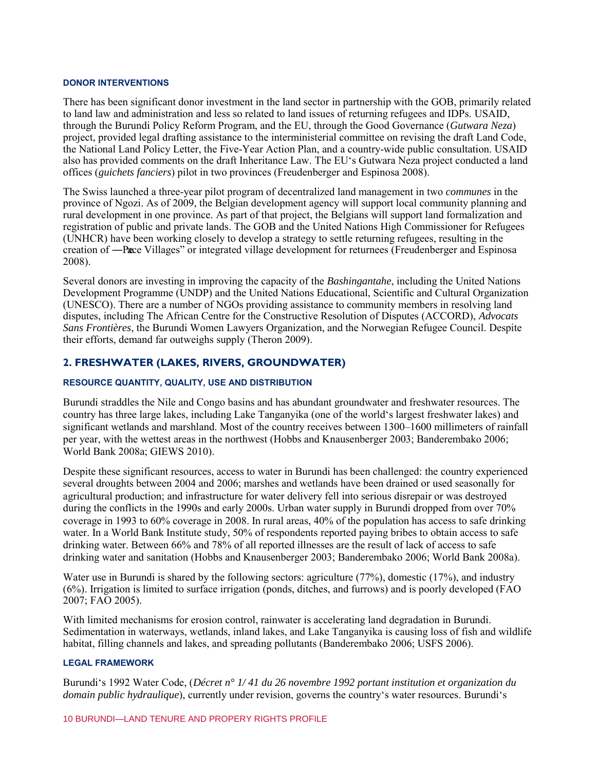### DONOR INTERVENTIONS

There has been significant donor investment in the land sector in partnership with the GOB, primarily related to land law and administration and less so related to land issues of returning refugees and IDPs. USAID, through the Burundi Policy Reform Program, and the EU, through the Good Governance (*Gutwara Neza*) project, provided legal drafting assistance to the interministerial committee on revising the draft Land Code, the National Land Policy Letter, the Five-Year Action Plan, and a country-wide public consultation. USAID also has provided comments on the draft Inheritance Law. The EU's Gutwara Neza project conducted a land offices (*guichets fanciers*) pilot in two provinces (Freudenberger and Espinosa 2008).

The Swiss launched a three-year pilot program of decentralized land management in two *communes* in the province of Ngozi. As of 2009, the Belgian development agency will support local community planning and rural development in one province. As part of that project, the Belgians will support land formalization and registration of public and private lands. The GOB and the United Nations High Commissioner for Refugees (UNHCR) have been working closely to develop a strategy to settle returning refugees, resulting in the creation of ―Peace Villages" or integrated village development for returnees (Freudenberger and Espinosa 2008).

Several donors are investing in improving the capacity of the *Bashingantahe*, including the United Nations Development Programme (UNDP) and the United Nations Educational, Scientific and Cultural Organization (UNESCO). There are a number of NGOs providing assistance to community members in resolving land disputes, including The African Centre for the Constructive Resolution of Disputes (ACCORD), *Advocats Sans Frontières*, the Burundi Women Lawyers Organization, and the Norwegian Refugee Council. Despite their efforts, demand far outweighs supply (Theron 2009).

## 2. FRESHWATER (LAKES, RIVERS, GROUNDWATER)

### RESOURCE QUANTITY, QUALITY, USE AND DISTRIBUTION

Burundi straddles the Nile and Congo basins and has abundant groundwater and freshwater resources. The country has three large lakes, including Lake Tanganyika (one of the world's largest freshwater lakes) and significant wetlands and marshland. Most of the country receives between 1300–1600 millimeters of rainfall per year, with the wettest areas in the northwest (Hobbs and Knausenberger 2003; Banderembako 2006; World Bank 2008a; GIEWS 2010).

Despite these significant resources, access to water in Burundi has been challenged: the country experienced several droughts between 2004 and 2006; marshes and wetlands have been drained or used seasonally for agricultural production; and infrastructure for water delivery fell into serious disrepair or was destroyed during the conflicts in the 1990s and early 2000s. Urban water supply in Burundi dropped from over 70% coverage in 1993 to 60% coverage in 2008. In rural areas, 40% of the population has access to safe drinking water. In a World Bank Institute study, 50% of respondents reported paying bribes to obtain access to safe drinking water. Between 66% and 78% of all reported illnesses are the result of lack of access to safe drinking water and sanitation (Hobbs and Knausenberger 2003; Banderembako 2006; World Bank 2008a).

Water use in Burundi is shared by the following sectors: agriculture (77%), domestic (17%), and industry (6%). Irrigation is limited to surface irrigation (ponds, ditches, and furrows) and is poorly developed (FAO 2007; FAO 2005).

With limited mechanisms for erosion control, rainwater is accelerating land degradation in Burundi. Sedimentation in waterways, wetlands, inland lakes, and Lake Tanganyika is causing loss of fish and wildlife habitat, filling channels and lakes, and spreading pollutants (Banderembako 2006; USFS 2006).

### LEGAL FRAMEWORK

Burundi's 1992 Water Code, (*Décret n° 1/ 41 du 26 novembre 1992 portant institution et organization du domain public hydraulique*), currently under revision, governs the country's water resources. Burundi's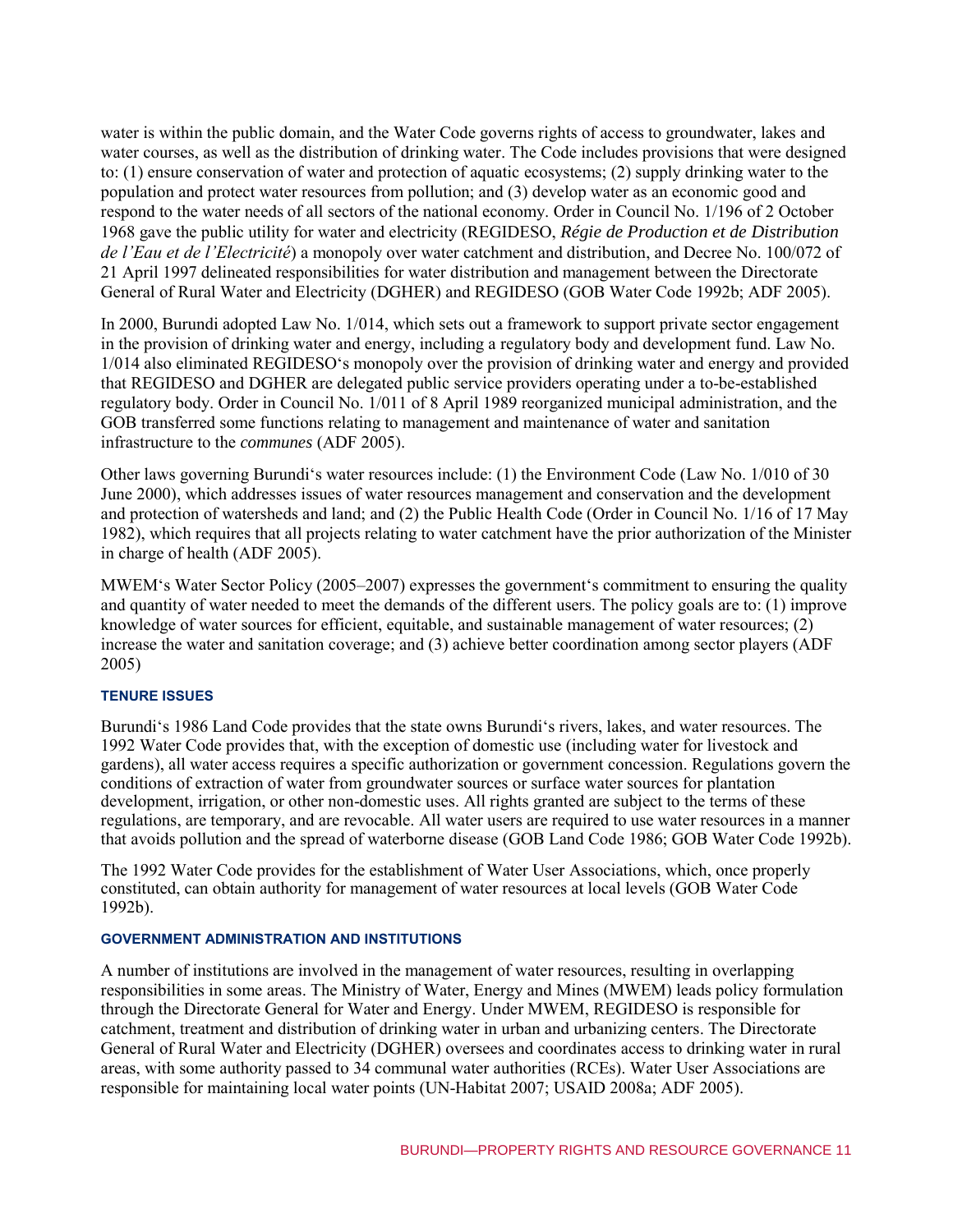water is within the public domain, and the Water Code governs rights of access to groundwater, lakes and water courses, as well as the distribution of drinking water. The Code includes provisions that were designed to: (1) ensure conservation of water and protection of aquatic ecosystems; (2) supply drinking water to the population and protect water resources from pollution; and (3) develop water as an economic good and respond to the water needs of all sectors of the national economy. Order in Council No. 1/196 of 2 October 1968 gave the public utility for water and electricity (REGIDESO, *Régie de Production et de Distribution de l'Eau et de l'Electricité*) a monopoly over water catchment and distribution, and Decree No. 100/072 of 21 April 1997 delineated responsibilities for water distribution and management between the Directorate General of Rural Water and Electricity (DGHER) and REGIDESO (GOB Water Code 1992b; ADF 2005).

In 2000, Burundi adopted Law No. 1/014, which sets out a framework to support private sector engagement in the provision of drinking water and energy, including a regulatory body and development fund. Law No. 1/014 also eliminated REGIDESO's monopoly over the provision of drinking water and energy and provided that REGIDESO and DGHER are delegated public service providers operating under a to-be-established regulatory body. Order in Council No. 1/011 of 8 April 1989 reorganized municipal administration, and the GOB transferred some functions relating to management and maintenance of water and sanitation infrastructure to the *communes* (ADF 2005).

Other laws governing Burundi's water resources include: (1) the Environment Code (Law No. 1/010 of 30 June 2000), which addresses issues of water resources management and conservation and the development and protection of watersheds and land; and (2) the Public Health Code (Order in Council No. 1/16 of 17 May 1982), which requires that all projects relating to water catchment have the prior authorization of the Minister in charge of health (ADF 2005).

MWEM's Water Sector Policy (2005–2007) expresses the government's commitment to ensuring the quality and quantity of water needed to meet the demands of the different users. The policy goals are to: (1) improve knowledge of water sources for efficient, equitable, and sustainable management of water resources; (2) increase the water and sanitation coverage; and (3) achieve better coordination among sector players (ADF 2005)

### TENURE ISSUES

Burundi's 1986 Land Code provides that the state owns Burundi's rivers, lakes, and water resources. The 1992 Water Code provides that, with the exception of domestic use (including water for livestock and gardens), all water access requires a specific authorization or government concession. Regulations govern the conditions of extraction of water from groundwater sources or surface water sources for plantation development, irrigation, or other non-domestic uses. All rights granted are subject to the terms of these regulations, are temporary, and are revocable. All water users are required to use water resources in a manner that avoids pollution and the spread of waterborne disease (GOB Land Code 1986; GOB Water Code 1992b).

The 1992 Water Code provides for the establishment of Water User Associations, which, once properly constituted, can obtain authority for management of water resources at local levels (GOB Water Code 1992b).

### GOVERNMENT ADMINISTRATION AND INSTITUTIONS

A number of institutions are involved in the management of water resources, resulting in overlapping responsibilities in some areas. The Ministry of Water, Energy and Mines (MWEM) leads policy formulation through the Directorate General for Water and Energy. Under MWEM, REGIDESO is responsible for catchment, treatment and distribution of drinking water in urban and urbanizing centers. The Directorate General of Rural Water and Electricity (DGHER) oversees and coordinates access to drinking water in rural areas, with some authority passed to 34 communal water authorities (RCEs). Water User Associations are responsible for maintaining local water points (UN-Habitat 2007; USAID 2008a; ADF 2005).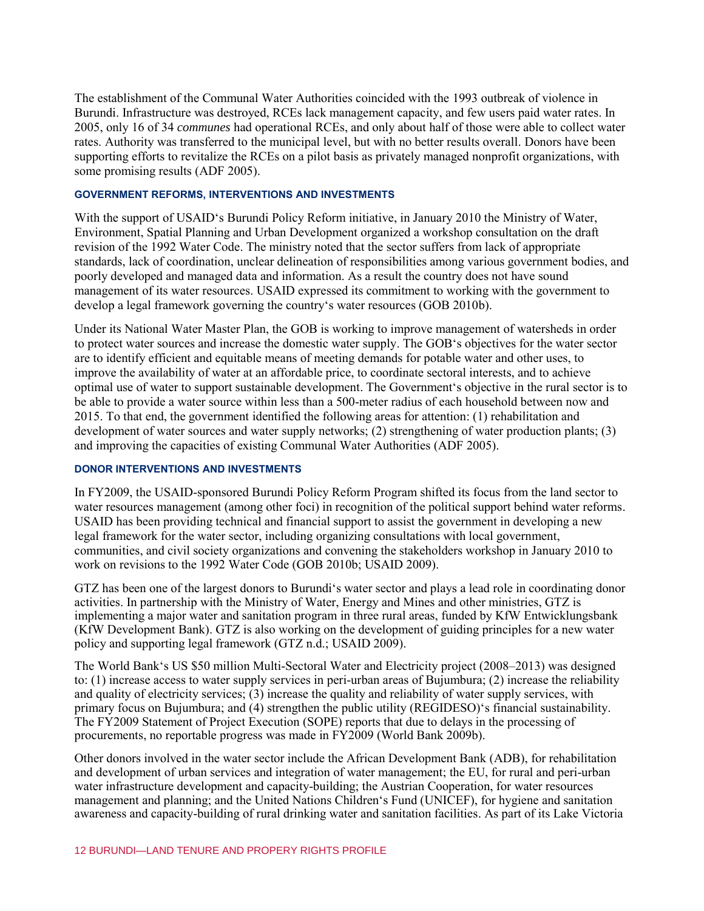The establishment of the Communal Water Authorities coincided with the 1993 outbreak of violence in Burundi. Infrastructure was destroyed, RCEs lack management capacity, and few users paid water rates. In 2005, only 16 of 34 *communes* had operational RCEs, and only about half of those were able to collect water rates. Authority was transferred to the municipal level, but with no better results overall. Donors have been supporting efforts to revitalize the RCEs on a pilot basis as privately managed nonprofit organizations, with some promising results (ADF 2005).

#### GOVERNMENT REFORMS, INTERVENTIONS AND INVESTMENTS

With the support of USAID's Burundi Policy Reform initiative, in January 2010 the Ministry of Water, Environment, Spatial Planning and Urban Development organized a workshop consultation on the draft revision of the 1992 Water Code. The ministry noted that the sector suffers from lack of appropriate standards, lack of coordination, unclear delineation of responsibilities among various government bodies, and poorly developed and managed data and information. As a result the country does not have sound management of its water resources. USAID expressed its commitment to working with the government to develop a legal framework governing the country's water resources (GOB 2010b).

Under its National Water Master Plan, the GOB is working to improve management of watersheds in order to protect water sources and increase the domestic water supply. The GOB's objectives for the water sector are to identify efficient and equitable means of meeting demands for potable water and other uses, to improve the availability of water at an affordable price, to coordinate sectoral interests, and to achieve optimal use of water to support sustainable development. The Government's objective in the rural sector is to be able to provide a water source within less than a 500-meter radius of each household between now and 2015. To that end, the government identified the following areas for attention: (1) rehabilitation and development of water sources and water supply networks; (2) strengthening of water production plants; (3) and improving the capacities of existing Communal Water Authorities (ADF 2005).

#### DONOR INTERVENTIONS AND INVESTMENTS

In FY2009, the USAID-sponsored Burundi Policy Reform Program shifted its focus from the land sector to water resources management (among other foci) in recognition of the political support behind water reforms. USAID has been providing technical and financial support to assist the government in developing a new legal framework for the water sector, including organizing consultations with local government, communities, and civil society organizations and convening the stakeholders workshop in January 2010 to work on revisions to the 1992 Water Code (GOB 2010b; USAID 2009).

GTZ has been one of the largest donors to Burundi's water sector and plays a lead role in coordinating donor activities. In partnership with the Ministry of Water, Energy and Mines and other ministries, GTZ is implementing a major water and sanitation program in three rural areas, funded by KfW Entwicklungsbank (KfW Development Bank). GTZ is also working on the development of guiding principles for a new water policy and supporting legal framework (GTZ n.d.; USAID 2009).

The World Bank's US $50 million Multi-Sectoral Water and Electricity project (2008–2013) was designed to: (1) increase access to water supply services in peri-urban areas of Bujumbura; (2) increase the reliability and quality of electricity services; (3) increase the quality and reliability of water supply services, with primary focus on Bujumbura; and (4) strengthen the public utility (REGIDESO)'s financial sustainability. The FY2009 Statement of Project Execution (SOPE) reports that due to delays in the processing of procurements, no reportable progress was made in FY2009 (World Bank 2009b).

Other donors involved in the water sector include the African Development Bank (ADB), for rehabilitation and development of urban services and integration of water management; the EU, for rural and peri-urban water infrastructure development and capacity-building; the Austrian Cooperation, for water resources management and planning; and the United Nations Children's Fund (UNICEF), for hygiene and sanitation awareness and capacity-building of rural drinking water and sanitation facilities. As part of its Lake Victoria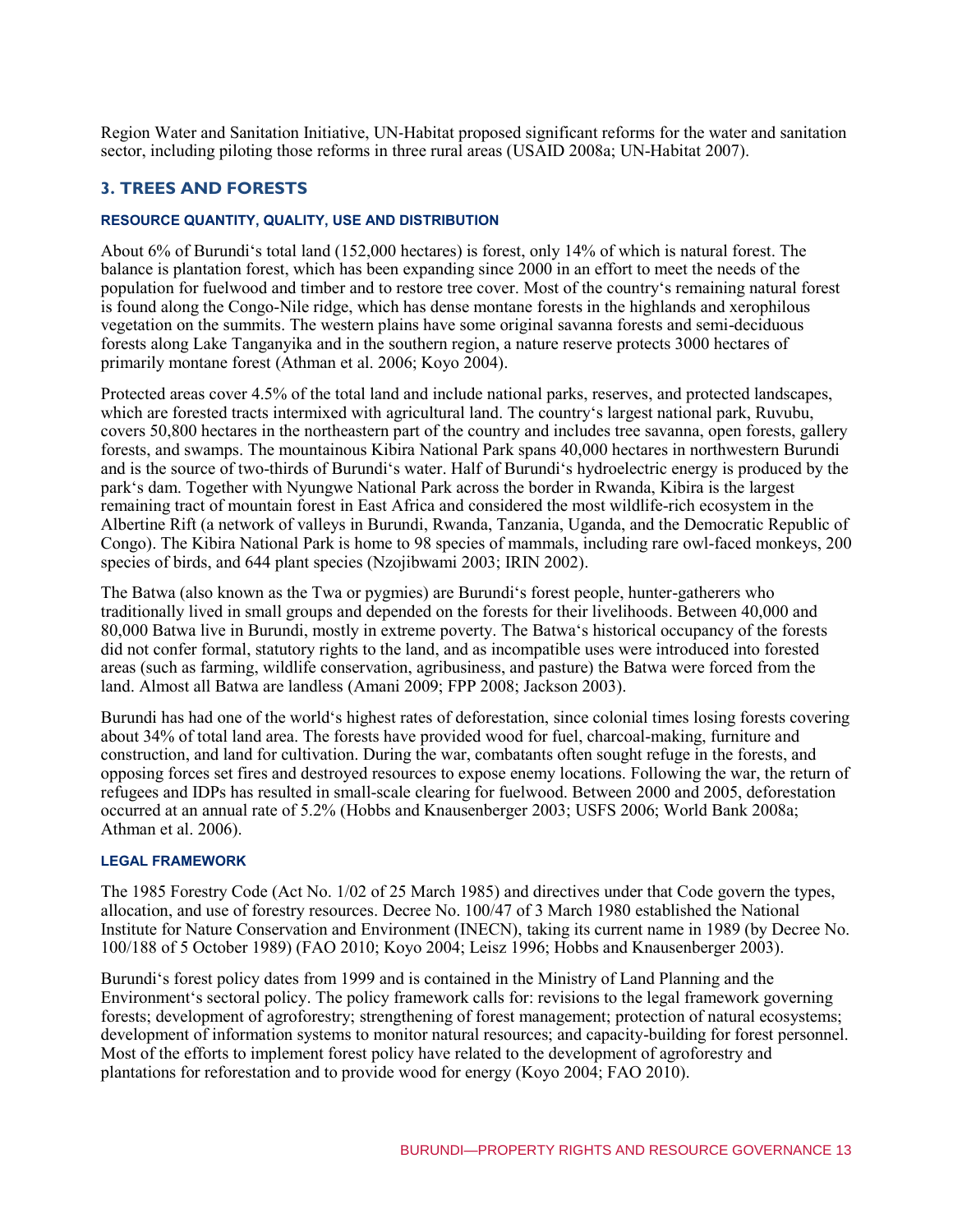Region Water and Sanitation Initiative, UN-Habitat proposed significant reforms for the water and sanitation sector, including piloting those reforms in three rural areas (USAID 2008a; UN-Habitat 2007).

## 3. TREES AND FORESTS

### RESOURCE QUANTITY, QUALITY, USE AND DISTRIBUTION

About 6% of Burundi's total land (152,000 hectares) is forest, only 14% of which is natural forest. The balance is plantation forest, which has been expanding since 2000 in an effort to meet the needs of the population for fuelwood and timber and to restore tree cover. Most of the country's remaining natural forest is found along the Congo-Nile ridge, which has dense montane forests in the highlands and xerophilous vegetation on the summits. The western plains have some original savanna forests and semi-deciduous forests along Lake Tanganyika and in the southern region, a nature reserve protects 3000 hectares of primarily montane forest (Athman et al. 2006; Koyo 2004).

Protected areas cover 4.5% of the total land and include national parks, reserves, and protected landscapes, which are forested tracts intermixed with agricultural land. The country's largest national park, Ruvubu, covers 50,800 hectares in the northeastern part of the country and includes tree savanna, open forests, gallery forests, and swamps. The mountainous Kibira National Park spans 40,000 hectares in northwestern Burundi and is the source of two-thirds of Burundi's water. Half of Burundi's hydroelectric energy is produced by the park's dam. Together with Nyungwe National Park across the border in Rwanda, Kibira is the largest remaining tract of mountain forest in East Africa and considered the most wildlife-rich ecosystem in the Albertine Rift (a network of valleys in Burundi, Rwanda, Tanzania, Uganda, and the Democratic Republic of Congo). The Kibira National Park is home to 98 species of mammals, including rare owl-faced monkeys, 200 species of birds, and 644 plant species (Nzojibwami 2003; IRIN 2002).

The Batwa (also known as the Twa or pygmies) are Burundi's forest people, hunter-gatherers who traditionally lived in small groups and depended on the forests for their livelihoods. Between 40,000 and 80,000 Batwa live in Burundi, mostly in extreme poverty. The Batwa's historical occupancy of the forests did not confer formal, statutory rights to the land, and as incompatible uses were introduced into forested areas (such as farming, wildlife conservation, agribusiness, and pasture) the Batwa were forced from the land. Almost all Batwa are landless (Amani 2009; FPP 2008; Jackson 2003).

Burundi has had one of the world's highest rates of deforestation, since colonial times losing forests covering about 34% of total land area. The forests have provided wood for fuel, charcoal-making, furniture and construction, and land for cultivation. During the war, combatants often sought refuge in the forests, and opposing forces set fires and destroyed resources to expose enemy locations. Following the war, the return of refugees and IDPs has resulted in small-scale clearing for fuelwood. Between 2000 and 2005, deforestation occurred at an annual rate of 5.2% (Hobbs and Knausenberger 2003; USFS 2006; World Bank 2008a; Athman et al. 2006).

### LEGAL FRAMEWORK

The 1985 Forestry Code (Act No. 1/02 of 25 March 1985) and directives under that Code govern the types, allocation, and use of forestry resources. Decree No. 100/47 of 3 March 1980 established the National Institute for Nature Conservation and Environment (INECN), taking its current name in 1989 (by Decree No. 100/188 of 5 October 1989) (FAO 2010; Koyo 2004; Leisz 1996; Hobbs and Knausenberger 2003).

Burundi's forest policy dates from 1999 and is contained in the Ministry of Land Planning and the Environment's sectoral policy. The policy framework calls for: revisions to the legal framework governing forests; development of agroforestry; strengthening of forest management; protection of natural ecosystems; development of information systems to monitor natural resources; and capacity-building for forest personnel. Most of the efforts to implement forest policy have related to the development of agroforestry and plantations for reforestation and to provide wood for energy (Koyo 2004; FAO 2010).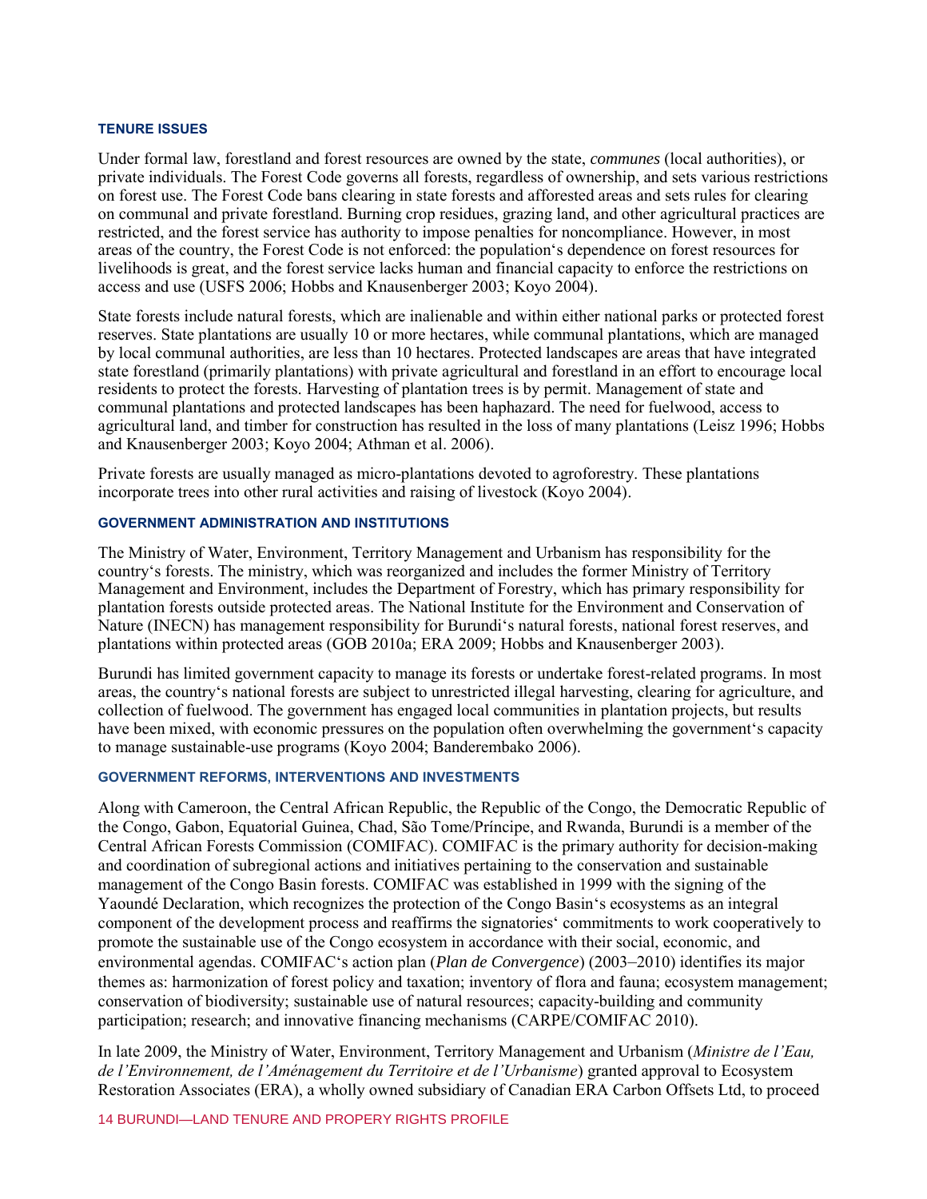### TENURE ISSUES

Under formal law, forestland and forest resources are owned by the state, *communes* (local authorities), or private individuals. The Forest Code governs all forests, regardless of ownership, and sets various restrictions on forest use. The Forest Code bans clearing in state forests and afforested areas and sets rules for clearing on communal and private forestland. Burning crop residues, grazing land, and other agricultural practices are restricted, and the forest service has authority to impose penalties for noncompliance. However, in most areas of the country, the Forest Code is not enforced: the population's dependence on forest resources for livelihoods is great, and the forest service lacks human and financial capacity to enforce the restrictions on access and use (USFS 2006; Hobbs and Knausenberger 2003; Koyo 2004).

State forests include natural forests, which are inalienable and within either national parks or protected forest reserves. State plantations are usually 10 or more hectares, while communal plantations, which are managed by local communal authorities, are less than 10 hectares. Protected landscapes are areas that have integrated state forestland (primarily plantations) with private agricultural and forestland in an effort to encourage local residents to protect the forests. Harvesting of plantation trees is by permit. Management of state and communal plantations and protected landscapes has been haphazard. The need for fuelwood, access to agricultural land, and timber for construction has resulted in the loss of many plantations (Leisz 1996; Hobbs and Knausenberger 2003; Koyo 2004; Athman et al. 2006).

Private forests are usually managed as micro-plantations devoted to agroforestry. These plantations incorporate trees into other rural activities and raising of livestock (Koyo 2004).

### GOVERNMENT ADMINISTRATION AND INSTITUTIONS

The Ministry of Water, Environment, Territory Management and Urbanism has responsibility for the country's forests. The ministry, which was reorganized and includes the former Ministry of Territory Management and Environment, includes the Department of Forestry, which has primary responsibility for plantation forests outside protected areas. The National Institute for the Environment and Conservation of Nature (INECN) has management responsibility for Burundi's natural forests, national forest reserves, and plantations within protected areas (GOB 2010a; ERA 2009; Hobbs and Knausenberger 2003).

Burundi has limited government capacity to manage its forests or undertake forest-related programs. In most areas, the country's national forests are subject to unrestricted illegal harvesting, clearing for agriculture, and collection of fuelwood. The government has engaged local communities in plantation projects, but results have been mixed, with economic pressures on the population often overwhelming the government's capacity to manage sustainable-use programs (Koyo 2004; Banderembako 2006).

### GOVERNMENT REFORMS, INTERVENTIONS AND INVESTMENTS

Along with Cameroon, the Central African Republic, the Republic of the Congo, the Democratic Republic of the Congo, Gabon, Equatorial Guinea, Chad, São Tome/Príncipe, and Rwanda, Burundi is a member of the Central African Forests Commission (COMIFAC). COMIFAC is the primary authority for decision-making and coordination of subregional actions and initiatives pertaining to the conservation and sustainable management of the Congo Basin forests. COMIFAC was established in 1999 with the signing of the Yaoundé Declaration, which recognizes the protection of the Congo Basin's ecosystems as an integral component of the development process and reaffirms the signatories' commitments to work cooperatively to promote the sustainable use of the Congo ecosystem in accordance with their social, economic, and environmental agendas. COMIFAC's action plan (*Plan de Convergence*) (2003–2010) identifies its major themes as: harmonization of forest policy and taxation; inventory of flora and fauna; ecosystem management; conservation of biodiversity; sustainable use of natural resources; capacity-building and community participation; research; and innovative financing mechanisms (CARPE/COMIFAC 2010).

In late 2009, the Ministry of Water, Environment, Territory Management and Urbanism (*Ministre de l'Eau, de l'Environnement, de l'Aménagement du Territoire et de l'Urbanisme*) granted approval to Ecosystem Restoration Associates (ERA), a wholly owned subsidiary of Canadian ERA Carbon Offsets Ltd, to proceed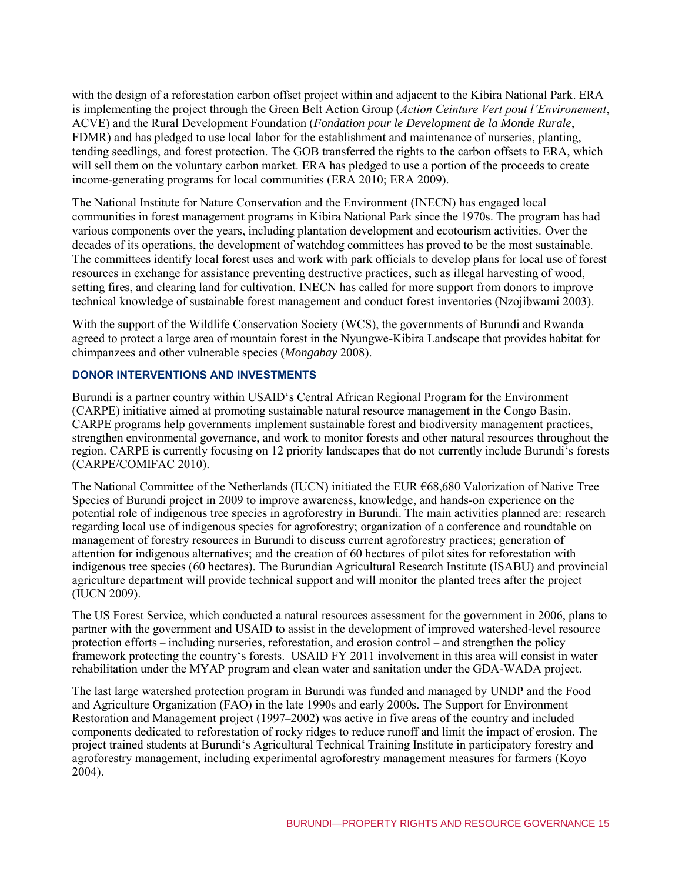with the design of a reforestation carbon offset project within and adjacent to the Kibira National Park. ERA is implementing the project through the Green Belt Action Group (*Action Ceinture Vert pout l'Environement*, ACVE) and the Rural Development Foundation (*Fondation pour le Development de la Monde Rurale*, FDMR) and has pledged to use local labor for the establishment and maintenance of nurseries, planting, tending seedlings, and forest protection. The GOB transferred the rights to the carbon offsets to ERA, which will sell them on the voluntary carbon market. ERA has pledged to use a portion of the proceeds to create income-generating programs for local communities (ERA 2010; ERA 2009).

The National Institute for Nature Conservation and the Environment (INECN) has engaged local communities in forest management programs in Kibira National Park since the 1970s. The program has had various components over the years, including plantation development and ecotourism activities. Over the decades of its operations, the development of watchdog committees has proved to be the most sustainable. The committees identify local forest uses and work with park officials to develop plans for local use of forest resources in exchange for assistance preventing destructive practices, such as illegal harvesting of wood, setting fires, and clearing land for cultivation. INECN has called for more support from donors to improve technical knowledge of sustainable forest management and conduct forest inventories (Nzojibwami 2003).

With the support of the Wildlife Conservation Society (WCS), the governments of Burundi and Rwanda agreed to protect a large area of mountain forest in the Nyungwe-Kibira Landscape that provides habitat for chimpanzees and other vulnerable species (*Mongabay* 2008).

### DONOR INTERVENTIONS AND INVESTMENTS

Burundi is a partner country within USAID's Central African Regional Program for the Environment (CARPE) initiative aimed at promoting sustainable natural resource management in the Congo Basin. CARPE programs help governments implement sustainable forest and biodiversity management practices, strengthen environmental governance, and work to monitor forests and other natural resources throughout the region. CARPE is currently focusing on 12 priority landscapes that do not currently include Burundi's forests (CARPE/COMIFAC 2010).

The National Committee of the Netherlands (IUCN) initiated the EUR €68,680 Valorization of Native Tree Species of Burundi project in 2009 to improve awareness, knowledge, and hands-on experience on the potential role of indigenous tree species in agroforestry in Burundi. The main activities planned are: research regarding local use of indigenous species for agroforestry; organization of a conference and roundtable on management of forestry resources in Burundi to discuss current agroforestry practices; generation of attention for indigenous alternatives; and the creation of 60 hectares of pilot sites for reforestation with indigenous tree species (60 hectares). The Burundian Agricultural Research Institute (ISABU) and provincial agriculture department will provide technical support and will monitor the planted trees after the project (IUCN 2009).

The US Forest Service, which conducted a natural resources assessment for the government in 2006, plans to partner with the government and USAID to assist in the development of improved watershed-level resource protection efforts – including nurseries, reforestation, and erosion control – and strengthen the policy framework protecting the country's forests. USAID FY 2011 involvement in this area will consist in water rehabilitation under the MYAP program and clean water and sanitation under the GDA-WADA project.

The last large watershed protection program in Burundi was funded and managed by UNDP and the Food and Agriculture Organization (FAO) in the late 1990s and early 2000s. The Support for Environment Restoration and Management project (1997–2002) was active in five areas of the country and included components dedicated to reforestation of rocky ridges to reduce runoff and limit the impact of erosion. The project trained students at Burundi's Agricultural Technical Training Institute in participatory forestry and agroforestry management, including experimental agroforestry management measures for farmers (Koyo 2004).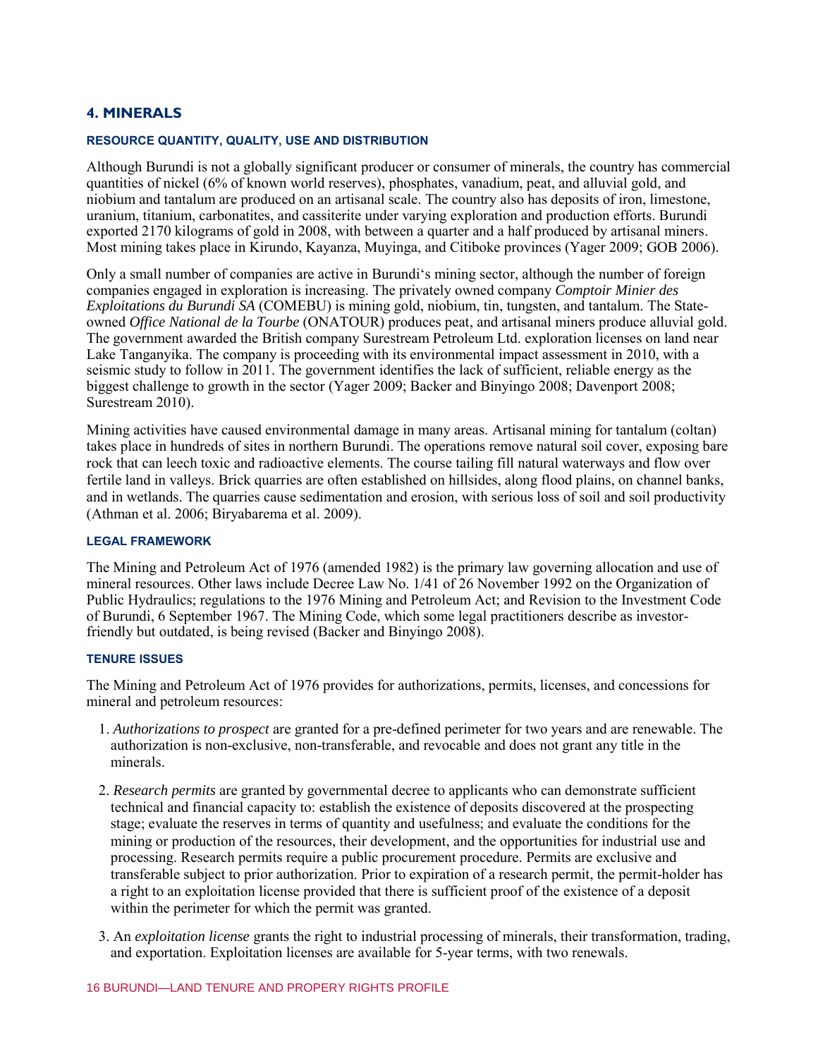## 4. MINERALS

### RESOURCE QUANTITY, QUALITY, USE AND DISTRIBUTION

Although Burundi is not a globally significant producer or consumer of minerals, the country has commercial quantities of nickel (6% of known world reserves), phosphates, vanadium, peat, and alluvial gold, and niobium and tantalum are produced on an artisanal scale. The country also has deposits of iron, limestone, uranium, titanium, carbonatites, and cassiterite under varying exploration and production efforts. Burundi exported 2170 kilograms of gold in 2008, with between a quarter and a half produced by artisanal miners. Most mining takes place in Kirundo, Kayanza, Muyinga, and Citiboke provinces (Yager 2009; GOB 2006).

Only a small number of companies are active in Burundi's mining sector, although the number of foreign companies engaged in exploration is increasing. The privately owned company *Comptoir Minier des Exploitations du Burundi SA* (COMEBU) is mining gold, niobium, tin, tungsten, and tantalum. The State-owned *Office National de la Tourbe* (ONATOUR) produces peat, and artisanal miners produce alluvial gold. The government awarded the British company Surestream Petroleum Ltd. exploration licenses on land near Lake Tanganyika. The company is proceeding with its environmental impact assessment in 2010, with a seismic study to follow in 2011. The government identifies the lack of sufficient, reliable energy as the biggest challenge to growth in the sector (Yager 2009; Backer and Binyingo 2008; Davenport 2008; Surestream 2010).

Mining activities have caused environmental damage in many areas. Artisanal mining for tantalum (coltan) takes place in hundreds of sites in northern Burundi. The operations remove natural soil cover, exposing bare rock that can leech toxic and radioactive elements. The course tailing fill natural waterways and flow over fertile land in valleys. Brick quarries are often established on hillsides, along flood plains, on channel banks, and in wetlands. The quarries cause sedimentation and erosion, with serious loss of soil and soil productivity (Athman et al. 2006; Biryabarema et al. 2009).

### LEGAL FRAMEWORK

The Mining and Petroleum Act of 1976 (amended 1982) is the primary law governing allocation and use of mineral resources. Other laws include Decree Law No. 1/41 of 26 November 1992 on the Organization of Public Hydraulics; regulations to the 1976 Mining and Petroleum Act; and Revision to the Investment Code of Burundi, 6 September 1967. The Mining Code, which some legal practitioners describe as investor-friendly but outdated, is being revised (Backer and Binyingo 2008).

### TENURE ISSUES

The Mining and Petroleum Act of 1976 provides for authorizations, permits, licenses, and concessions for mineral and petroleum resources:

1. *Authorizations to prospect* are granted for a pre-defined perimeter for two years and are renewable. The authorization is non-exclusive, non-transferable, and revocable and does not grant any title in the minerals.

2. *Research permits* are granted by governmental decree to applicants who can demonstrate sufficient technical and financial capacity to: establish the existence of deposits discovered at the prospecting stage; evaluate the reserves in terms of quantity and usefulness; and evaluate the conditions for the mining or production of the resources, their development, and the opportunities for industrial use and processing. Research permits require a public procurement procedure. Permits are exclusive and transferable subject to prior authorization. Prior to expiration of a research permit, the permit-holder has a right to an exploitation license provided that there is sufficient proof of the existence of a deposit within the perimeter for which the permit was granted.

3. An *exploitation license* grants the right to industrial processing of minerals, their transformation, trading, and exportation. Exploitation licenses are available for 5-year terms, with two renewals.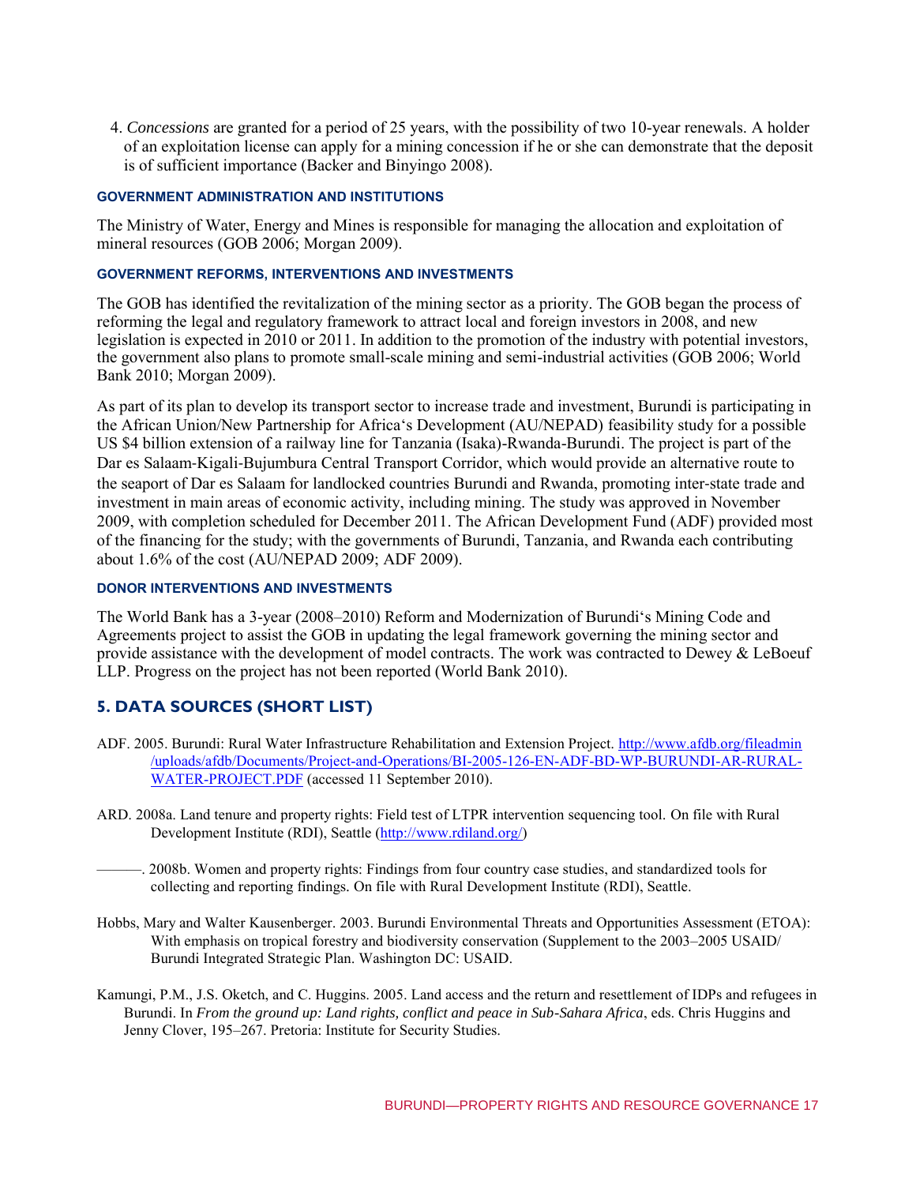4. *Concessions* are granted for a period of 25 years, with the possibility of two 10-year renewals. A holder of an exploitation license can apply for a mining concession if he or she can demonstrate that the deposit is of sufficient importance (Backer and Binyingo 2008).

#### GOVERNMENT ADMINISTRATION AND INSTITUTIONS

The Ministry of Water, Energy and Mines is responsible for managing the allocation and exploitation of mineral resources (GOB 2006; Morgan 2009).

#### GOVERNMENT REFORMS, INTERVENTIONS AND INVESTMENTS

The GOB has identified the revitalization of the mining sector as a priority. The GOB began the process of reforming the legal and regulatory framework to attract local and foreign investors in 2008, and new legislation is expected in 2010 or 2011. In addition to the promotion of the industry with potential investors, the government also plans to promote small-scale mining and semi-industrial activities (GOB 2006; World Bank 2010; Morgan 2009).

As part of its plan to develop its transport sector to increase trade and investment, Burundi is participating in the African Union/New Partnership for Africa's Development (AU/NEPAD) feasibility study for a possible US $4 billion extension of a railway line for Tanzania (Isaka)-Rwanda-Burundi. The project is part of the Dar es Salaam-Kigali-Bujumbura Central Transport Corridor, which would provide an alternative route to the seaport of Dar es Salaam for landlocked countries Burundi and Rwanda, promoting inter-state trade and investment in main areas of economic activity, including mining. The study was approved in November 2009, with completion scheduled for December 2011. The African Development Fund (ADF) provided most of the financing for the study; with the governments of Burundi, Tanzania, and Rwanda each contributing about 1.6% of the cost (AU/NEPAD 2009; ADF 2009).

#### DONOR INTERVENTIONS AND INVESTMENTS

The World Bank has a 3-year (2008–2010) Reform and Modernization of Burundi's Mining Code and Agreements project to assist the GOB in updating the legal framework governing the mining sector and provide assistance with the development of model contracts. The work was contracted to Dewey & LeBoeuf LLP. Progress on the project has not been reported (World Bank 2010).

## 5. DATA SOURCES (SHORT LIST)

ADF. 2005. Burundi: Rural Water Infrastructure Rehabilitation and Extension Project. http://www.afdb.org/fileadmin/uploads/afdb/Documents/Project-and-Operations/BI-2005-126-EN-ADF-BD-WP-BURUNDI-AR-RURAL-WATER-PROJECT.PDF (accessed 11 September 2010).

ARD. 2008a. Land tenure and property rights: Field test of LTPR intervention sequencing tool. On file with Rural Development Institute (RDI), Seattle (http://www.rdiland.org/)

———. 2008b. Women and property rights: Findings from four country case studies, and standardized tools for collecting and reporting findings. On file with Rural Development Institute (RDI), Seattle.

Hobbs, Mary and Walter Kausenberger. 2003. Burundi Environmental Threats and Opportunities Assessment (ETOA): With emphasis on tropical forestry and biodiversity conservation (Supplement to the 2003–2005 USAID/Burundi Integrated Strategic Plan. Washington DC: USAID.

Kamungi, P.M., J.S. Oketch, and C. Huggins. 2005. Land access and the return and resettlement of IDPs and refugees in Burundi. In *From the ground up: Land rights, conflict and peace in Sub-Sahara Africa*, eds. Chris Huggins and Jenny Clover, 195–267. Pretoria: Institute for Security Studies.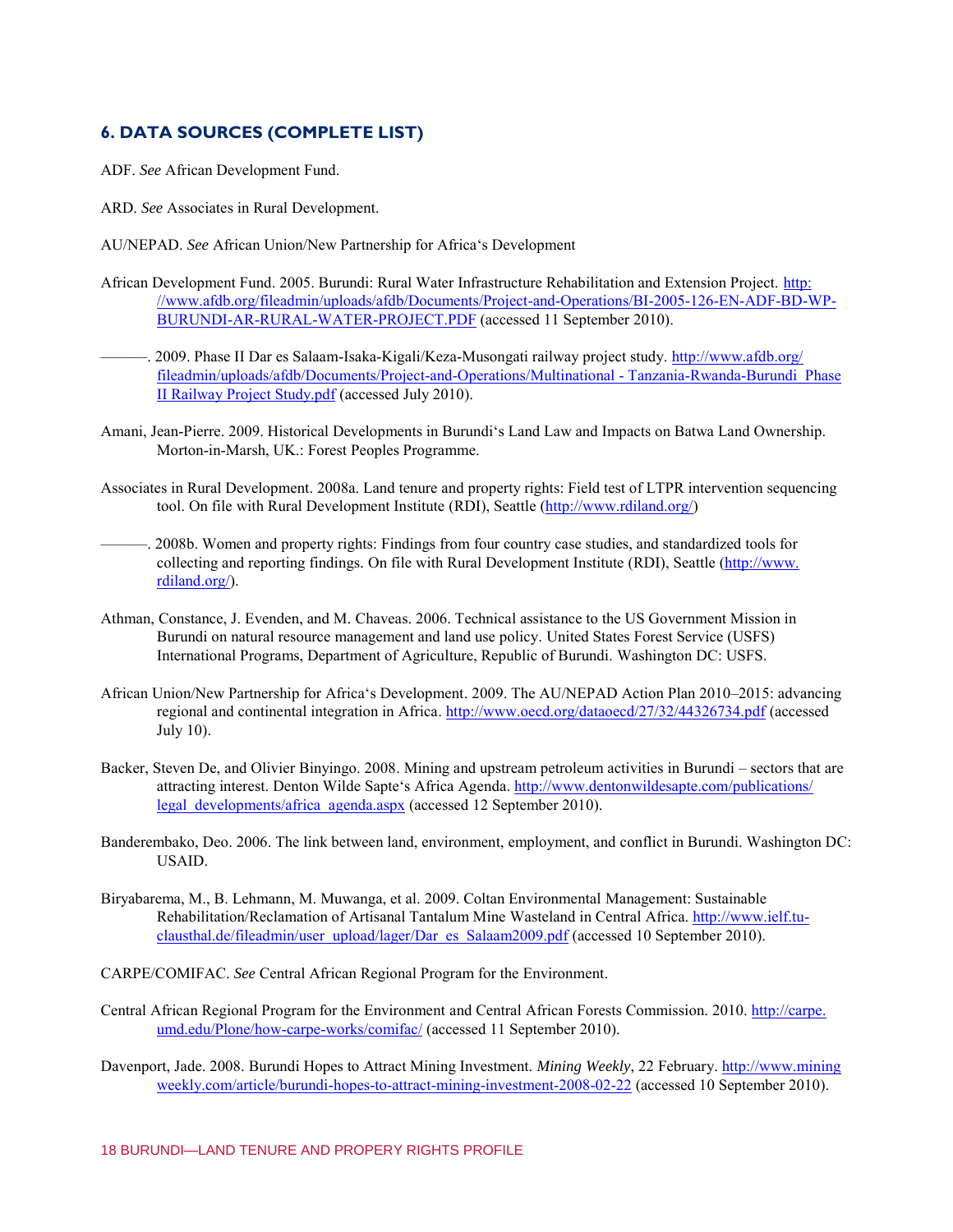## 6. DATA SOURCES (COMPLETE LIST)

ADF. *See* African Development Fund.

ARD. *See* Associates in Rural Development.

AU/NEPAD. *See* African Union/New Partnership for Africa's Development

African Development Fund. 2005. Burundi: Rural Water Infrastructure Rehabilitation and Extension Project. http://www.afdb.org/fileadmin/uploads/afdb/Documents/Project-and-Operations/BI-2005-126-EN-ADF-BD-WP-BURUNDI-AR-RURAL-WATER-PROJECT.PDF (accessed 11 September 2010).

———. 2009. Phase II Dar es Salaam-Isaka-Kigali/Keza-Musongati railway project study. http://www.afdb.org/fileadmin/uploads/afdb/Documents/Project-and-Operations/Multinational - Tanzania-Rwanda-Burundi_Phase II Railway Project Study.pdf (accessed July 2010).

Amani, Jean-Pierre. 2009. Historical Developments in Burundi's Land Law and Impacts on Batwa Land Ownership. Morton-in-Marsh, UK.: Forest Peoples Programme.

Associates in Rural Development. 2008a. Land tenure and property rights: Field test of LTPR intervention sequencing tool. On file with Rural Development Institute (RDI), Seattle (http://www.rdiland.org/)

———. 2008b. Women and property rights: Findings from four country case studies, and standardized tools for collecting and reporting findings. On file with Rural Development Institute (RDI), Seattle (http://www.rdiland.org/).

Athman, Constance, J. Evenden, and M. Chaveas. 2006. Technical assistance to the US Government Mission in Burundi on natural resource management and land use policy. United States Forest Service (USFS) International Programs, Department of Agriculture, Republic of Burundi. Washington DC: USFS.

African Union/New Partnership for Africa's Development. 2009. The AU/NEPAD Action Plan 2010–2015: advancing regional and continental integration in Africa. http://www.oecd.org/dataoecd/27/32/44326734.pdf (accessed July 10).

Backer, Steven De, and Olivier Binyingo. 2008. Mining and upstream petroleum activities in Burundi – sectors that are attracting interest. Denton Wilde Sapte's Africa Agenda. http://www.dentonwildesapte.com/publications/legal_developments/africa_agenda.aspx (accessed 12 September 2010).

Banderembako, Deo. 2006. The link between land, environment, employment, and conflict in Burundi. Washington DC: USAID.

Biryabarema, M., B. Lehmann, M. Muwanga, et al. 2009. Coltan Environmental Management: Sustainable Rehabilitation/Reclamation of Artisanal Tantalum Mine Wasteland in Central Africa. http://www.ielf.tu-clausthal.de/fileadmin/user_upload/lager/Dar_es_Salaam2009.pdf (accessed 10 September 2010).

CARPE/COMIFAC. *See* Central African Regional Program for the Environment.

Central African Regional Program for the Environment and Central African Forests Commission. 2010. http://carpe.umd.edu/Plone/how-carpe-works/comifac/ (accessed 11 September 2010).

Davenport, Jade. 2008. Burundi Hopes to Attract Mining Investment. *Mining Weekly*, 22 February. http://www.miningweekly.com/article/burundi-hopes-to-attract-mining-investment-2008-02-22 (accessed 10 September 2010).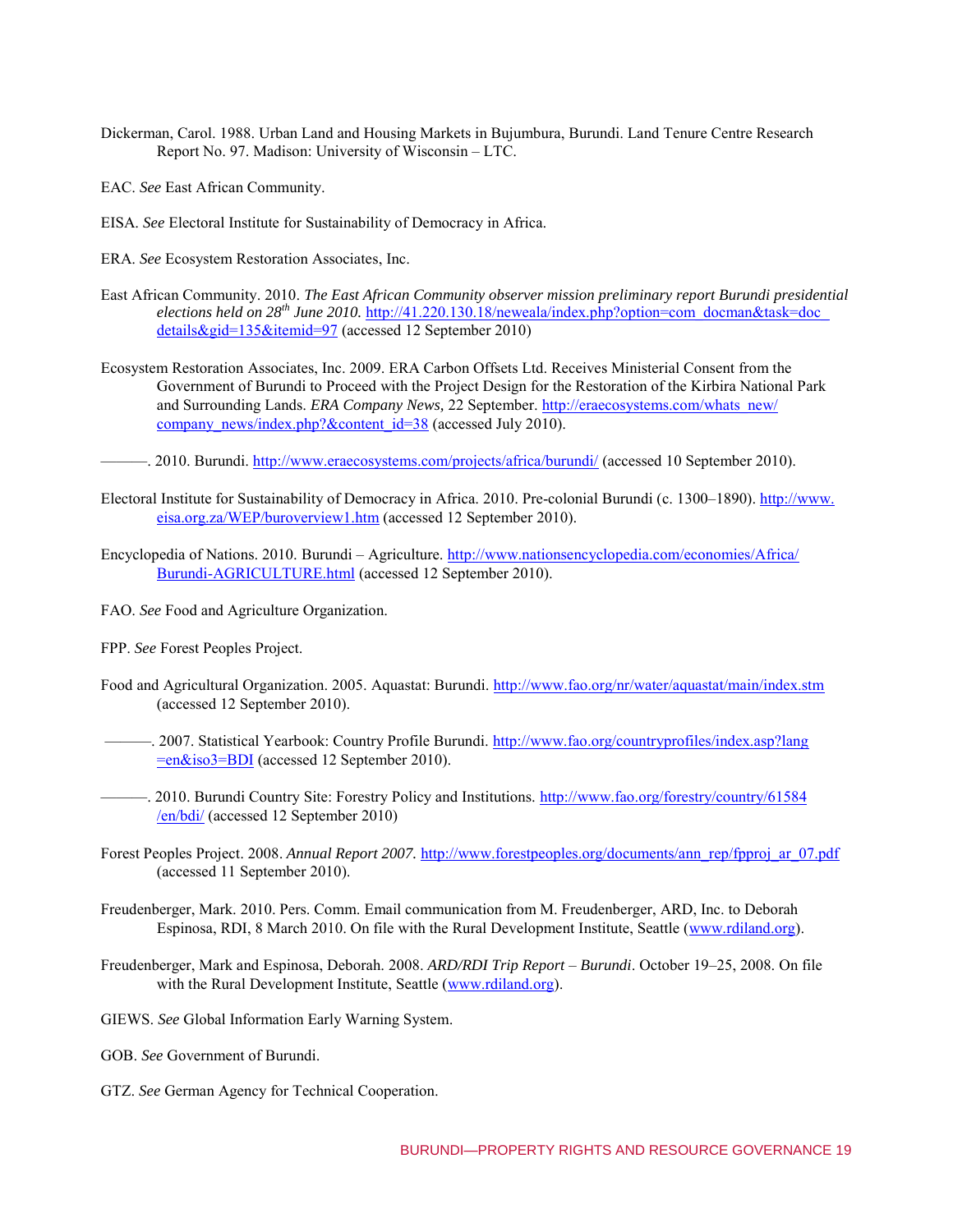Dickerman, Carol. 1988. Urban Land and Housing Markets in Bujumbura, Burundi. Land Tenure Centre Research Report No. 97. Madison: University of Wisconsin – LTC.

EAC. *See* East African Community.

EISA. *See* Electoral Institute for Sustainability of Democracy in Africa.

ERA. *See* Ecosystem Restoration Associates, Inc.

East African Community. 2010. *The East African Community observer mission preliminary report Burundi presidential elections held on 28th June 2010.* http://41.220.130.18/neweala/index.php?option=com_docman&task=doc_details&gid=135&itemid=97 (accessed 12 September 2010)

Ecosystem Restoration Associates, Inc. 2009. ERA Carbon Offsets Ltd. Receives Ministerial Consent from the Government of Burundi to Proceed with the Project Design for the Restoration of the Kirbira National Park and Surrounding Lands. *ERA Company News,* 22 September. http://eraecosystems.com/whats_new/company_news/index.php?&content_id=38 (accessed July 2010).

———. 2010. Burundi. http://www.eraecosystems.com/projects/africa/burundi/ (accessed 10 September 2010).

Electoral Institute for Sustainability of Democracy in Africa. 2010. Pre-colonial Burundi (c. 1300–1890). http://www.eisa.org.za/WEP/buroverview1.htm (accessed 12 September 2010).

Encyclopedia of Nations. 2010. Burundi – Agriculture. http://www.nationsencyclopedia.com/economies/Africa/Burundi-AGRICULTURE.html (accessed 12 September 2010).

FAO. *See* Food and Agriculture Organization.

FPP. *See* Forest Peoples Project.

Food and Agricultural Organization. 2005. Aquastat: Burundi. http://www.fao.org/nr/water/aquastat/main/index.stm (accessed 12 September 2010).

———. 2007. Statistical Yearbook: Country Profile Burundi. http://www.fao.org/countryprofiles/index.asp?lang=en&iso3=BDI (accessed 12 September 2010).

———. 2010. Burundi Country Site: Forestry Policy and Institutions. http://www.fao.org/forestry/country/61584/en/bdi/ (accessed 12 September 2010)

Forest Peoples Project. 2008. *Annual Report 2007.* http://www.forestpeoples.org/documents/ann_rep/fpproj_ar_07.pdf (accessed 11 September 2010).

Freudenberger, Mark. 2010. Pers. Comm. Email communication from M. Freudenberger, ARD, Inc. to Deborah Espinosa, RDI, 8 March 2010. On file with the Rural Development Institute, Seattle (www.rdiland.org).

Freudenberger, Mark and Espinosa, Deborah. 2008. *ARD/RDI Trip Report – Burundi*. October 19–25, 2008. On file with the Rural Development Institute, Seattle (www.rdiland.org).

GIEWS. *See* Global Information Early Warning System.

GOB. *See* Government of Burundi.

GTZ. *See* German Agency for Technical Cooperation.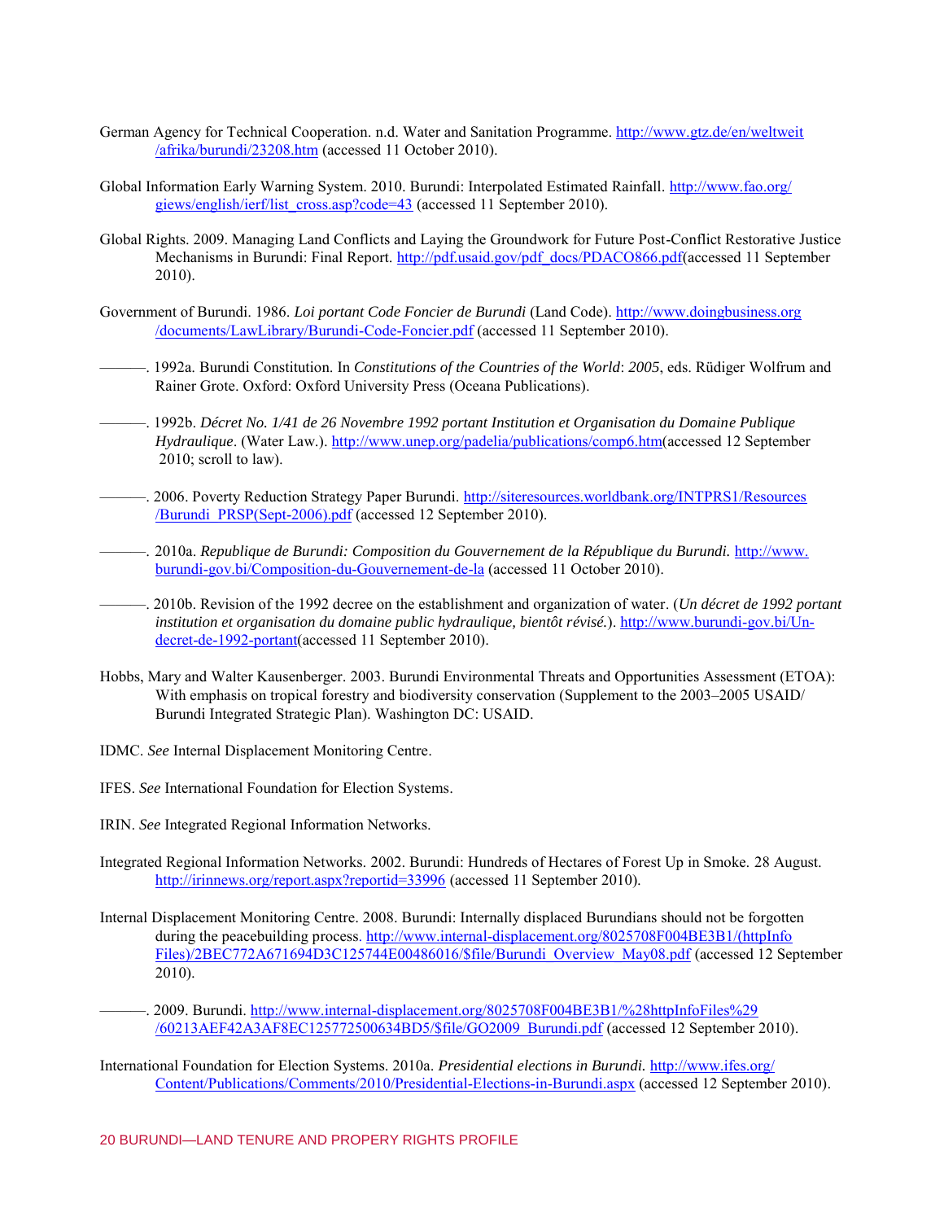German Agency for Technical Cooperation. n.d. Water and Sanitation Programme. http://www.gtz.de/en/weltweit/afrika/burundi/23208.htm (accessed 11 October 2010).

Global Information Early Warning System. 2010. Burundi: Interpolated Estimated Rainfall. http://www.fao.org/giews/english/ierf/list_cross.asp?code=43 (accessed 11 September 2010).

Global Rights. 2009. Managing Land Conflicts and Laying the Groundwork for Future Post-Conflict Restorative Justice Mechanisms in Burundi: Final Report. http://pdf.usaid.gov/pdf_docs/PDACO866.pdf(accessed 11 September 2010).

Government of Burundi. 1986. *Loi portant Code Foncier de Burundi* (Land Code). http://www.doingbusiness.org/documents/LawLibrary/Burundi-Code-Foncier.pdf (accessed 11 September 2010).

———. 1992a. Burundi Constitution. In *Constitutions of the Countries of the World*: *2005*, eds. Rüdiger Wolfrum and Rainer Grote. Oxford: Oxford University Press (Oceana Publications).

———. 1992b. *Décret No. 1/41 de 26 Novembre 1992 portant Institution et Organisation du Domaine Publique Hydraulique*. (Water Law.). http://www.unep.org/padelia/publications/comp6.htm(accessed 12 September 2010; scroll to law).

———. 2006. Poverty Reduction Strategy Paper Burundi. http://siteresources.worldbank.org/INTPRS1/Resources/Burundi_PRSP(Sept-2006).pdf (accessed 12 September 2010).

———. 2010a. *Republique de Burundi: Composition du Gouvernement de la République du Burundi.* http://www.burundi-gov.bi/Composition-du-Gouvernement-de-la (accessed 11 October 2010).

———. 2010b. Revision of the 1992 decree on the establishment and organization of water. (*Un décret de 1992 portant institution et organisation du domaine public hydraulique, bientôt révisé.*). http://www.burundi-gov.bi/Un-decret-de-1992-portant(accessed 11 September 2010).

Hobbs, Mary and Walter Kausenberger. 2003. Burundi Environmental Threats and Opportunities Assessment (ETOA): With emphasis on tropical forestry and biodiversity conservation (Supplement to the 2003–2005 USAID/Burundi Integrated Strategic Plan). Washington DC: USAID.

IDMC. *See* Internal Displacement Monitoring Centre.

IFES. *See* International Foundation for Election Systems.

IRIN. *See* Integrated Regional Information Networks.

Integrated Regional Information Networks. 2002. Burundi: Hundreds of Hectares of Forest Up in Smoke. 28 August. http://irinnews.org/report.aspx?reportid=33996 (accessed 11 September 2010).

Internal Displacement Monitoring Centre. 2008. Burundi: Internally displaced Burundians should not be forgotten during the peacebuilding process. http://www.internal-displacement.org/8025708F004BE3B1/(httpInfoFiles)/2BEC772A671694D3C125744E00486016/$file/Burundi_Overview_May08.pdf (accessed 12 September 2010).

———. 2009. Burundi. http://www.internal-displacement.org/8025708F004BE3B1/%28httpInfoFiles%29/60213AEF42A3AF8EC125772500634BD5/$file/GO2009_Burundi.pdf (accessed 12 September 2010).

International Foundation for Election Systems. 2010a. *Presidential elections in Burundi.* http://www.ifes.org/Content/Publications/Comments/2010/Presidential-Elections-in-Burundi.aspx (accessed 12 September 2010).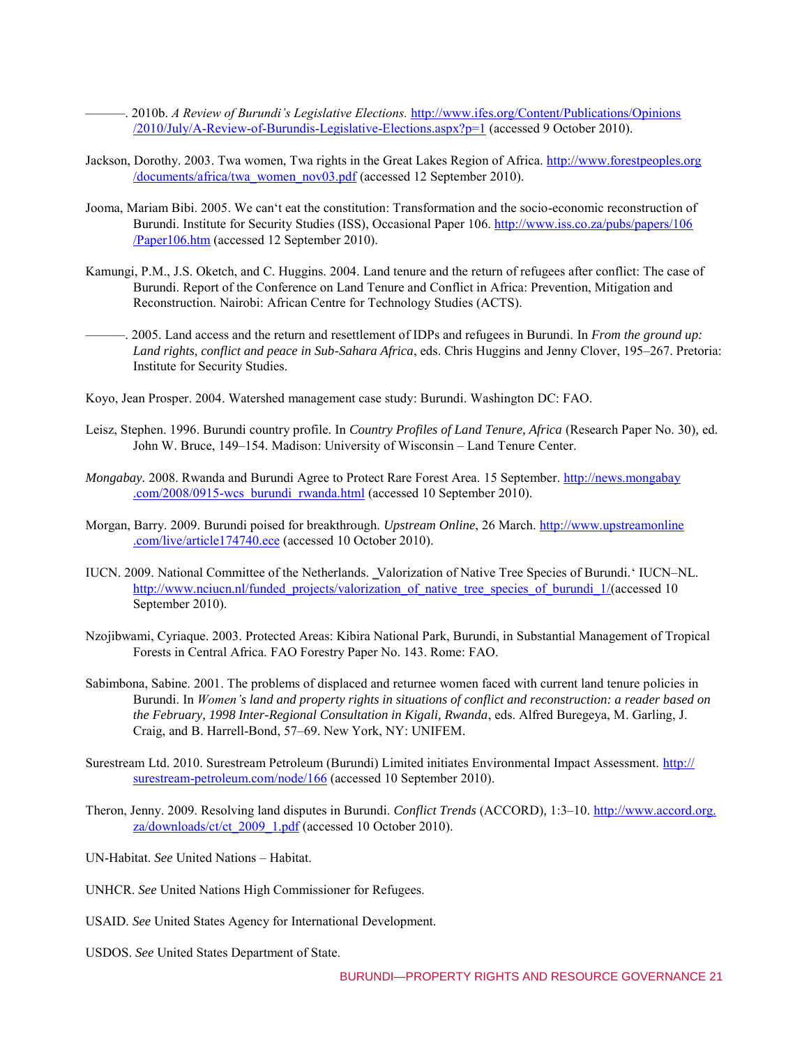———. 2010b. *A Review of Burundi's Legislative Elections.* http://www.ifes.org/Content/Publications/Opinions/2010/July/A-Review-of-Burundis-Legislative-Elections.aspx?p=1 (accessed 9 October 2010).

Jackson, Dorothy. 2003. Twa women, Twa rights in the Great Lakes Region of Africa. http://www.forestpeoples.org/documents/africa/twa_women_nov03.pdf (accessed 12 September 2010).

Jooma, Mariam Bibi. 2005. We can't eat the constitution: Transformation and the socio-economic reconstruction of Burundi. Institute for Security Studies (ISS), Occasional Paper 106. http://www.iss.co.za/pubs/papers/106/Paper106.htm (accessed 12 September 2010).

Kamungi, P.M., J.S. Oketch, and C. Huggins. 2004. Land tenure and the return of refugees after conflict: The case of Burundi. Report of the Conference on Land Tenure and Conflict in Africa: Prevention, Mitigation and Reconstruction. Nairobi: African Centre for Technology Studies (ACTS).

———. 2005. Land access and the return and resettlement of IDPs and refugees in Burundi. In *From the ground up: Land rights, conflict and peace in Sub-Sahara Africa*, eds. Chris Huggins and Jenny Clover, 195–267. Pretoria: Institute for Security Studies.

Koyo, Jean Prosper. 2004. Watershed management case study: Burundi. Washington DC: FAO.

Leisz, Stephen. 1996. Burundi country profile. In *Country Profiles of Land Tenure, Africa* (Research Paper No. 30), ed. John W. Bruce, 149–154. Madison: University of Wisconsin – Land Tenure Center.

*Mongabay*. 2008. Rwanda and Burundi Agree to Protect Rare Forest Area. 15 September. http://news.mongabay.com/2008/0915-wcs_burundi_rwanda.html (accessed 10 September 2010).

Morgan, Barry. 2009. Burundi poised for breakthrough. *Upstream Online*, 26 March. http://www.upstreamonline.com/live/article174740.ece (accessed 10 October 2010).

IUCN. 2009. National Committee of the Netherlands. ‗Valorization of Native Tree Species of Burundi.' IUCN–NL. http://www.nciucn.nl/funded_projects/valorization_of_native_tree_species_of_burundi_1/(accessed 10 September 2010).

Nzojibwami, Cyriaque. 2003. Protected Areas: Kibira National Park, Burundi, in Substantial Management of Tropical Forests in Central Africa. FAO Forestry Paper No. 143. Rome: FAO.

Sabimbona, Sabine. 2001. The problems of displaced and returnee women faced with current land tenure policies in Burundi. In *Women's land and property rights in situations of conflict and reconstruction: a reader based on the February, 1998 Inter-Regional Consultation in Kigali, Rwanda*, eds. Alfred Buregeya, M. Garling, J. Craig, and B. Harrell-Bond, 57–69. New York, NY: UNIFEM.

Surestream Ltd. 2010. Surestream Petroleum (Burundi) Limited initiates Environmental Impact Assessment. http://surestream-petroleum.com/node/166 (accessed 10 September 2010).

Theron, Jenny. 2009. Resolving land disputes in Burundi. *Conflict Trends* (ACCORD), 1:3–10. http://www.accord.org.za/downloads/ct/ct_2009_1.pdf (accessed 10 October 2010).

UN-Habitat. *See* United Nations – Habitat.

UNHCR. *See* United Nations High Commissioner for Refugees.

USAID. *See* United States Agency for International Development.

USDOS. *See* United States Department of State.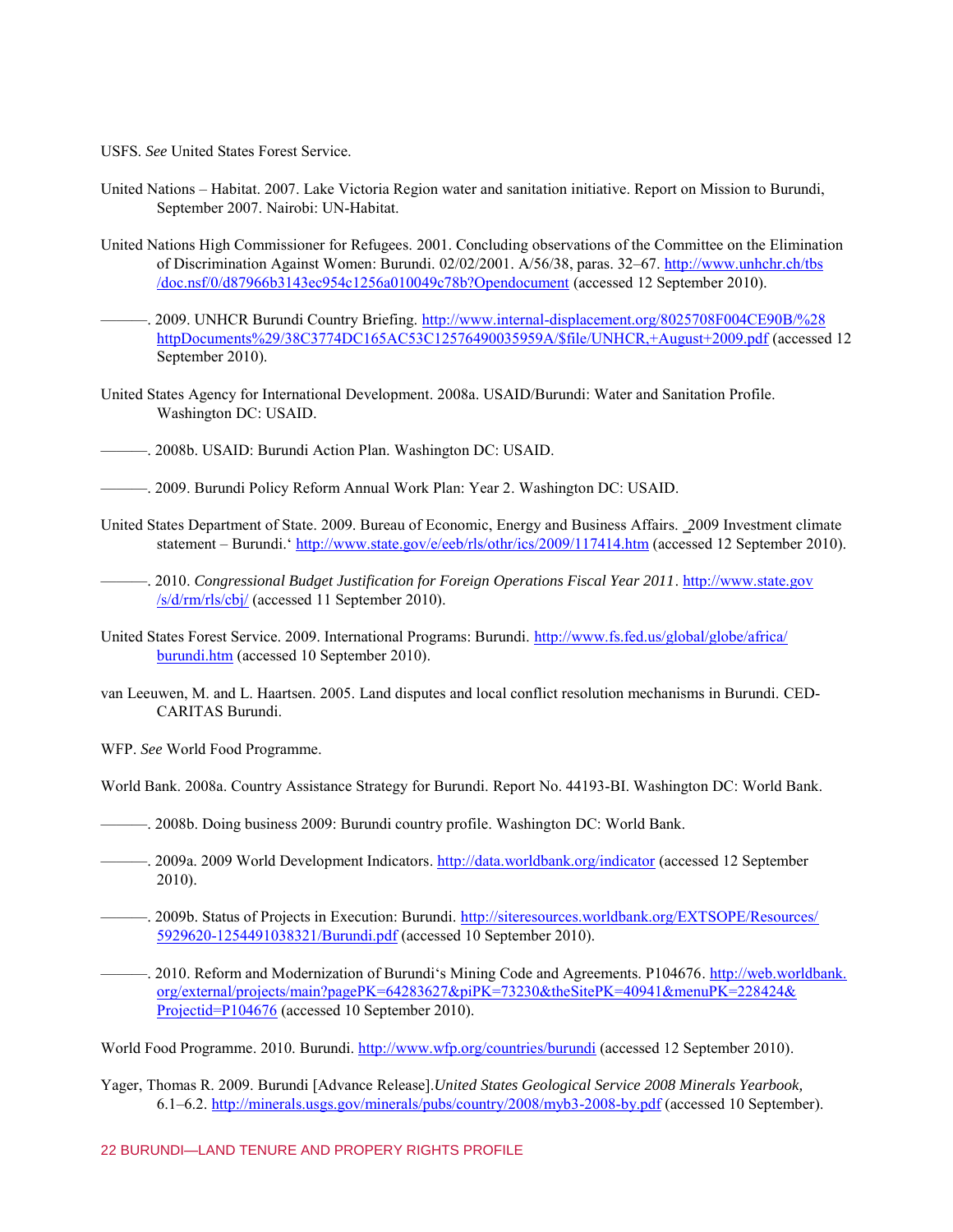USFS. *See* United States Forest Service.

United Nations – Habitat. 2007. Lake Victoria Region water and sanitation initiative. Report on Mission to Burundi, September 2007. Nairobi: UN-Habitat.

United Nations High Commissioner for Refugees. 2001. Concluding observations of the Committee on the Elimination of Discrimination Against Women: Burundi. 02/02/2001. A/56/38, paras. 32–67. http://www.unhchr.ch/tbs/doc.nsf/0/d87966b3143ec954c1256a010049c78b?Opendocument (accessed 12 September 2010).

———. 2009. UNHCR Burundi Country Briefing. http://www.internal-displacement.org/8025708F004CE90B/%28httpDocuments%29/38C3774DC165AC53C12576490035959A/$file/UNHCR,+August+2009.pdf (accessed 12 September 2010).

United States Agency for International Development. 2008a. USAID/Burundi: Water and Sanitation Profile. Washington DC: USAID.

———. 2008b. USAID: Burundi Action Plan. Washington DC: USAID.

———. 2009. Burundi Policy Reform Annual Work Plan: Year 2. Washington DC: USAID.

United States Department of State. 2009. Bureau of Economic, Energy and Business Affairs. ‗2009 Investment climate statement – Burundi.' http://www.state.gov/e/eeb/rls/othr/ics/2009/117414.htm (accessed 12 September 2010).

———. 2010. *Congressional Budget Justification for Foreign Operations Fiscal Year 2011*. http://www.state.gov/s/d/rm/rls/cbj/ (accessed 11 September 2010).

United States Forest Service. 2009. International Programs: Burundi. http://www.fs.fed.us/global/globe/africa/burundi.htm (accessed 10 September 2010).

van Leeuwen, M. and L. Haartsen. 2005. Land disputes and local conflict resolution mechanisms in Burundi. CED-CARITAS Burundi.

WFP. *See* World Food Programme.

World Bank. 2008a. Country Assistance Strategy for Burundi. Report No. 44193-BI. Washington DC: World Bank.

———. 2008b. Doing business 2009: Burundi country profile. Washington DC: World Bank.

———. 2009a. 2009 World Development Indicators. http://data.worldbank.org/indicator (accessed 12 September 2010).

———. 2009b. Status of Projects in Execution: Burundi. http://siteresources.worldbank.org/EXTSOPE/Resources/5929620-1254491038321/Burundi.pdf (accessed 10 September 2010).

———. 2010. Reform and Modernization of Burundi's Mining Code and Agreements. P104676. http://web.worldbank.org/external/projects/main?pagePK=64283627&piPK=73230&theSitePK=40941&menuPK=228424&Projectid=P104676 (accessed 10 September 2010).

World Food Programme. 2010. Burundi. http://www.wfp.org/countries/burundi (accessed 12 September 2010).

Yager, Thomas R. 2009. Burundi [Advance Release].*United States Geological Service 2008 Minerals Yearbook,* 6.1–6.2. http://minerals.usgs.gov/minerals/pubs/country/2008/myb3-2008-by.pdf (accessed 10 September).